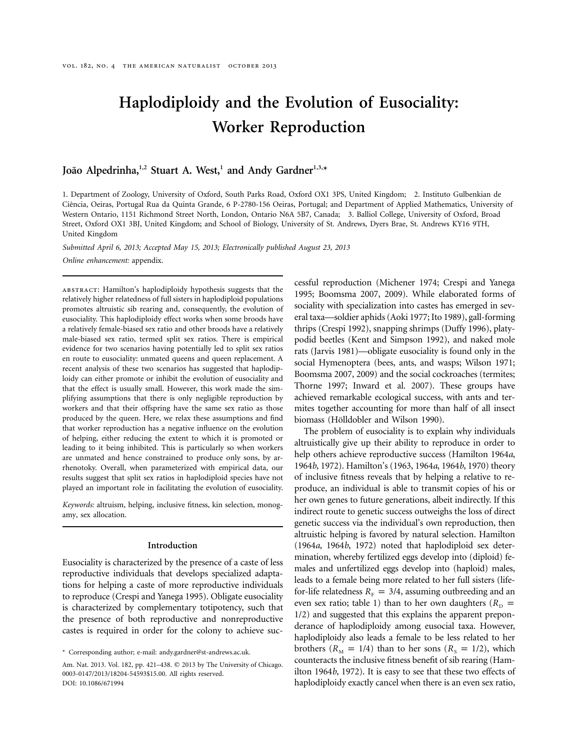# Haplodiploidy and the Evolution of Eusociality: Worker Reproduction

**João Alpedrinha,[1,2] Stuart A. West,[1] and Andy Gardner[1,3,*]**

1. Department of Zoology, University of Oxford, South Parks Road, Oxford OX1 3PS, United Kingdom; 2. Instituto Gulbenkian de Ciência, Oeiras, Portugal Rua da Quinta Grande, 6 P-2780-156 Oeiras, Portugal; and Department of Applied Mathematics, University of Western Ontario, 1151 Richmond Street North, London, Ontario N6A 5B7, Canada; 3. Balliol College, University of Oxford, Broad Street, Oxford OX1 3BJ, United Kingdom; and School of Biology, University of St. Andrews, Dyers Brae, St. Andrews KY16 9TH, United Kingdom

*Submitted April 6, 2013; Accepted May 15, 2013; Electronically published August 23, 2013*

*Online enhancement:* appendix.

ABSTRACT: Hamilton's haplodiploidy hypothesis suggests that the relatively higher relatedness of full sisters in haplodiploid populations promotes altruistic sib rearing and, consequently, the evolution of eusociality. This haplodiploidy effect works when some broods have a relatively female-biased sex ratio and other broods have a relatively male-biased sex ratio, termed split sex ratios. There is empirical evidence for two scenarios having potentially led to split sex ratios en route to eusociality: unmated queens and queen replacement. A recent analysis of these two scenarios has suggested that haplodiploidy can either promote or inhibit the evolution of eusociality and that the effect is usually small. However, this work made the simplifying assumptions that there is only negligible reproduction by workers and that their offspring have the same sex ratio as those produced by the queen. Here, we relax these assumptions and find that worker reproduction has a negative influence on the evolution of helping, either reducing the extent to which it is promoted or leading to it being inhibited. This is particularly so when workers are unmated and hence constrained to produce only sons, by arrhenotoky. Overall, when parameterized with empirical data, our results suggest that split sex ratios in haplodiploid species have not played an important role in facilitating the evolution of eusociality.

*Keywords:* altruism, helping, inclusive fitness, kin selection, monogamy, sex allocation.

## Introduction

Eusociality is characterized by the presence of a caste of less reproductive individuals that develops specialized adaptations for helping a caste of more reproductive individuals to reproduce (Crespi and Yanega 1995). Obligate eusociality is characterized by complementary totipotency, such that the presence of both reproductive and nonreproductive castes is required in order for the colony to achieve successful reproduction (Michener 1974; Crespi and Yanega 1995; Boomsma 2007, 2009). While elaborated forms of sociality with specialization into castes has emerged in several taxa—soldier aphids (Aoki 1977; Ito 1989), gall-forming thrips (Crespi 1992), snapping shrimps (Duffy 1996), platypodid beetles (Kent and Simpson 1992), and naked mole rats (Jarvis 1981)—obligate eusociality is found only in the social Hymenoptera (bees, ants, and wasps; Wilson 1971; Boomsma 2007, 2009) and the social cockroaches (termites; Thorne 1997; Inward et al. 2007). These groups have achieved remarkable ecological success, with ants and termites together accounting for more than half of all insect biomass (Hölldobler and Wilson 1990).

The problem of eusociality is to explain why individuals altruistically give up their ability to reproduce in order to help others achieve reproductive success (Hamilton 1964*a*, 1964*b*, 1972). Hamilton's (1963, 1964*a*, 1964*b*, 1970) theory of inclusive fitness reveals that by helping a relative to reproduce, an individual is able to transmit copies of his or her own genes to future generations, albeit indirectly. If this indirect route to genetic success outweighs the loss of direct genetic success via the individual's own reproduction, then altruistic helping is favored by natural selection. Hamilton (1964*a*, 1964*b*, 1972) noted that haplodiploid sex determination, whereby fertilized eggs develop into (diploid) females and unfertilized eggs develop into (haploid) males, leads to a female being more related to her full sisters (life-for-life relatedness $R_F = 3/4$, assuming outbreeding and an even sex ratio; table 1) than to her own daughters ($R_D = 1/2$) and suggested that this explains the apparent preponderance of haplodiploidy among eusocial taxa. However, haplodiploidy also leads a female to be less related to her brothers ($R_M = 1/4$) than to her sons ($R_S = 1/2$), which counteracts the inclusive fitness benefit of sib rearing (Hamilton 1964*b*, 1972). It is easy to see that these two effects of haplodiploidy exactly cancel when there is an even sex ratio,

* Corresponding author; e-mail: andy.gardner@st-andrews.ac.uk.

Am. Nat. 2013. Vol. 182, pp. 421–438. © 2013 by The University of Chicago. 0003-0147/2013/18204-54593$15.00. All rights reserved.
DOI: 10.1086/671994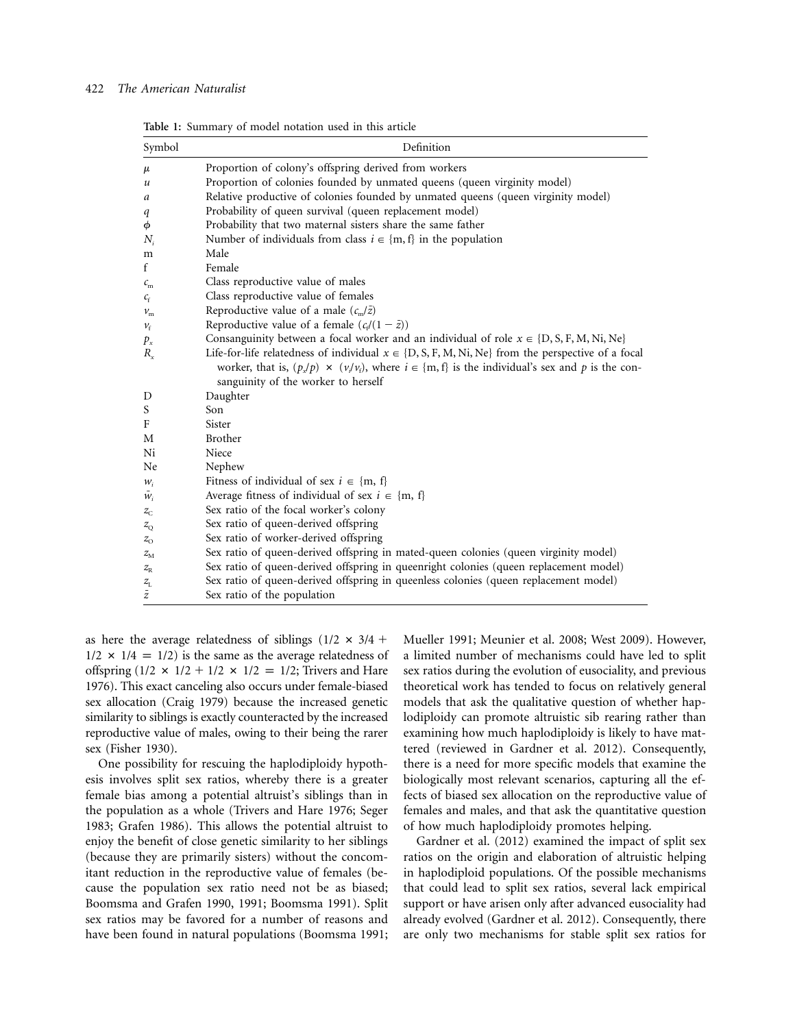**Table 1:** Summary of model notation used in this article

| Symbol | Definition |
|---|---|
| $\mu$ | Proportion of colony's offspring derived from workers |
| $u$ | Proportion of colonies founded by unmated queens (queen virginity model) |
| $a$ | Relative productive of colonies founded by unmated queens (queen virginity model) |
| $q$ | Probability of queen survival (queen replacement model) |
| $\phi$ | Probability that two maternal sisters share the same father |
| $N_i$ | Number of individuals from class $i \in \{\text{m, f}\}$ in the population |
| m | Male |
| f | Female |
| $c_\text{m}$ | Class reproductive value of males |
| $c_\text{f}$ | Class reproductive value of females |
| $v_\text{m}$ | Reproductive value of a male ($c_\text{m}/\bar{z}$) |
| $v_\text{f}$ | Reproductive value of a female ($c_\text{f}/(1-\bar{z})$) |
| $p_x$ | Consanguinity between a focal worker and an individual of role $x \in \{\text{D, S, F, M, Ni, Ne}\}$ |
| $R_x$ | Life-for-life relatedness of individual $x \in \{\text{D, S, F, M, Ni, Ne}\}$ from the perspective of a focal worker, that is, $(p_x/p) \times (v_i/v_\text{f})$, where $i \in \{\text{m, f}\}$ is the individual's sex and $p$ is the consanguinity of the worker to herself |
| D | Daughter |
| S | Son |
| F | Sister |
| M | Brother |
| Ni | Niece |
| Ne | Nephew |
| $w_i$ | Fitness of individual of sex $i \in \{\text{m, f}\}$ |
| $\bar{w}_i$ | Average fitness of individual of sex $i \in \{\text{m, f}\}$ |
| $z_\text{C}$ | Sex ratio of the focal worker's colony |
| $z_\text{Q}$ | Sex ratio of queen-derived offspring |
| $z_\text{O}$ | Sex ratio of worker-derived offspring |
| $z_\text{M}$ | Sex ratio of queen-derived offspring in mated-queen colonies (queen virginity model) |
| $z_\text{R}$ | Sex ratio of queen-derived offspring in queenright colonies (queen replacement model) |
| $z_\text{L}$ | Sex ratio of queen-derived offspring in queenless colonies (queen replacement model) |
| $\bar{z}$ | Sex ratio of the population |

as here the average relatedness of siblings ($1/2 \times 3/4 + 1/2 \times 1/4 = 1/2$) is the same as the average relatedness of offspring ($1/2 \times 1/2 + 1/2 \times 1/2 = 1/2$; Trivers and Hare 1976). This exact canceling also occurs under female-biased sex allocation (Craig 1979) because the increased genetic similarity to siblings is exactly counteracted by the increased reproductive value of males, owing to their being the rarer sex (Fisher 1930).

One possibility for rescuing the haplodiploidy hypothesis involves split sex ratios, whereby there is a greater female bias among a potential altruist's siblings than in the population as a whole (Trivers and Hare 1976; Seger 1983; Grafen 1986). This allows the potential altruist to enjoy the benefit of close genetic similarity to her siblings (because they are primarily sisters) without the concomitant reduction in the reproductive value of females (because the population sex ratio need not be as biased; Boomsma and Grafen 1990, 1991; Boomsma 1991). Split sex ratios may be favored for a number of reasons and have been found in natural populations (Boomsma 1991; Mueller 1991; Meunier et al. 2008; West 2009). However, a limited number of mechanisms could have led to split sex ratios during the evolution of eusociality, and previous theoretical work has tended to focus on relatively general models that ask the qualitative question of whether haplodiploidy can promote altruistic sib rearing rather than examining how much haplodiploidy is likely to have mattered (reviewed in Gardner et al. 2012). Consequently, there is a need for more specific models that examine the biologically most relevant scenarios, capturing all the effects of biased sex allocation on the reproductive value of females and males, and that ask the quantitative question of how much haplodiploidy promotes helping.

Gardner et al. (2012) examined the impact of split sex ratios on the origin and elaboration of altruistic helping in haplodiploid populations. Of the possible mechanisms that could lead to split sex ratios, several lack empirical support or have arisen only after advanced eusociality had already evolved (Gardner et al. 2012). Consequently, there are only two mechanisms for stable split sex ratios for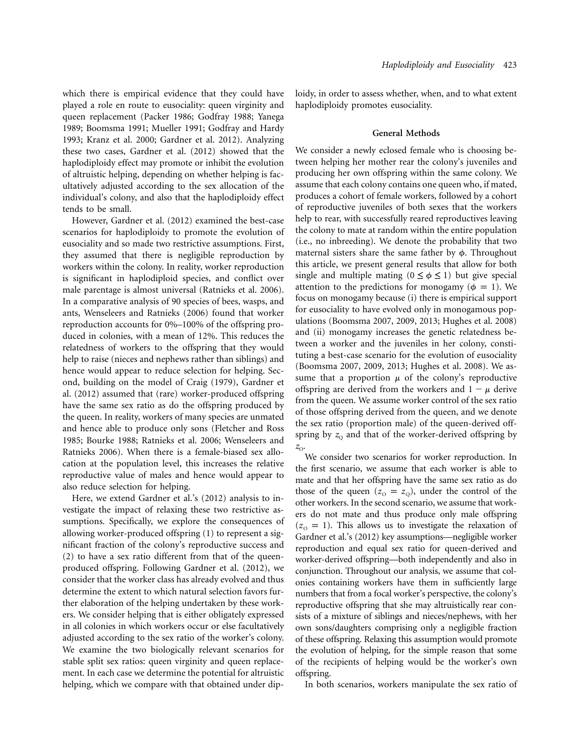which there is empirical evidence that they could have played a role en route to eusociality: queen virginity and queen replacement (Packer 1986; Godfray 1988; Yanega 1989; Boomsma 1991; Mueller 1991; Godfray and Hardy 1993; Kranz et al. 2000; Gardner et al. 2012). Analyzing these two cases, Gardner et al. (2012) showed that the haplodiploidy effect may promote or inhibit the evolution of altruistic helping, depending on whether helping is facultatively adjusted according to the sex allocation of the individual's colony, and also that the haplodiploidy effect tends to be small.

However, Gardner et al. (2012) examined the best-case scenarios for haplodiploidy to promote the evolution of eusociality and so made two restrictive assumptions. First, they assumed that there is negligible reproduction by workers within the colony. In reality, worker reproduction is significant in haplodiploid species, and conflict over male parentage is almost universal (Ratnieks et al. 2006). In a comparative analysis of 90 species of bees, wasps, and ants, Wenseleers and Ratnieks (2006) found that worker reproduction accounts for 0%–100% of the offspring produced in colonies, with a mean of 12%. This reduces the relatedness of workers to the offspring that they would help to raise (nieces and nephews rather than siblings) and hence would appear to reduce selection for helping. Second, building on the model of Craig (1979), Gardner et al. (2012) assumed that (rare) worker-produced offspring have the same sex ratio as do the offspring produced by the queen. In reality, workers of many species are unmated and hence able to produce only sons (Fletcher and Ross 1985; Bourke 1988; Ratnieks et al. 2006; Wenseleers and Ratnieks 2006). When there is a female-biased sex allocation at the population level, this increases the relative reproductive value of males and hence would appear to also reduce selection for helping.

Here, we extend Gardner et al.'s (2012) analysis to investigate the impact of relaxing these two restrictive assumptions. Specifically, we explore the consequences of allowing worker-produced offspring (1) to represent a significant fraction of the colony's reproductive success and (2) to have a sex ratio different from that of the queen-produced offspring. Following Gardner et al. (2012), we consider that the worker class has already evolved and thus determine the extent to which natural selection favors further elaboration of the helping undertaken by these workers. We consider helping that is either obligately expressed in all colonies in which workers occur or else facultatively adjusted according to the sex ratio of the worker's colony. We examine the two biologically relevant scenarios for stable split sex ratios: queen virginity and queen replacement. In each case we determine the potential for altruistic helping, which we compare with that obtained under diploidy, in order to assess whether, when, and to what extent haplodiploidy promotes eusociality.

## General Methods

We consider a newly eclosed female who is choosing between helping her mother rear the colony's juveniles and producing her own offspring within the same colony. We assume that each colony contains one queen who, if mated, produces a cohort of female workers, followed by a cohort of reproductive juveniles of both sexes that the workers help to rear, with successfully reared reproductives leaving the colony to mate at random within the entire population (i.e., no inbreeding). We denote the probability that two maternal sisters share the same father by $\phi$. Throughout this article, we present general results that allow for both single and multiple mating ($0 \leq \phi \leq 1$) but give special attention to the predictions for monogamy ($\phi = 1$). We focus on monogamy because (i) there is empirical support for eusociality to have evolved only in monogamous populations (Boomsma 2007, 2009, 2013; Hughes et al. 2008) and (ii) monogamy increases the genetic relatedness between a worker and the juveniles in her colony, constituting a best-case scenario for the evolution of eusociality (Boomsma 2007, 2009, 2013; Hughes et al. 2008). We assume that a proportion $\mu$ of the colony's reproductive offspring are derived from the workers and $1 - \mu$ derive from the queen. We assume worker control of the sex ratio of those offspring derived from the queen, and we denote the sex ratio (proportion male) of the queen-derived offspring by $z_Q$ and that of the worker-derived offspring by $z_O$.

We consider two scenarios for worker reproduction. In the first scenario, we assume that each worker is able to mate and that her offspring have the same sex ratio as do those of the queen ($z_O = z_Q$), under the control of the other workers. In the second scenario, we assume that workers do not mate and thus produce only male offspring ($z_O = 1$). This allows us to investigate the relaxation of Gardner et al.'s (2012) key assumptions—negligible worker reproduction and equal sex ratio for queen-derived and worker-derived offspring—both independently and also in conjunction. Throughout our analysis, we assume that colonies containing workers have them in sufficiently large numbers that from a focal worker's perspective, the colony's reproductive offspring that she may altruistically rear consists of a mixture of siblings and nieces/nephews, with her own sons/daughters comprising only a negligible fraction of these offspring. Relaxing this assumption would promote the evolution of helping, for the simple reason that some of the recipients of helping would be the worker's own offspring.

In both scenarios, workers manipulate the sex ratio of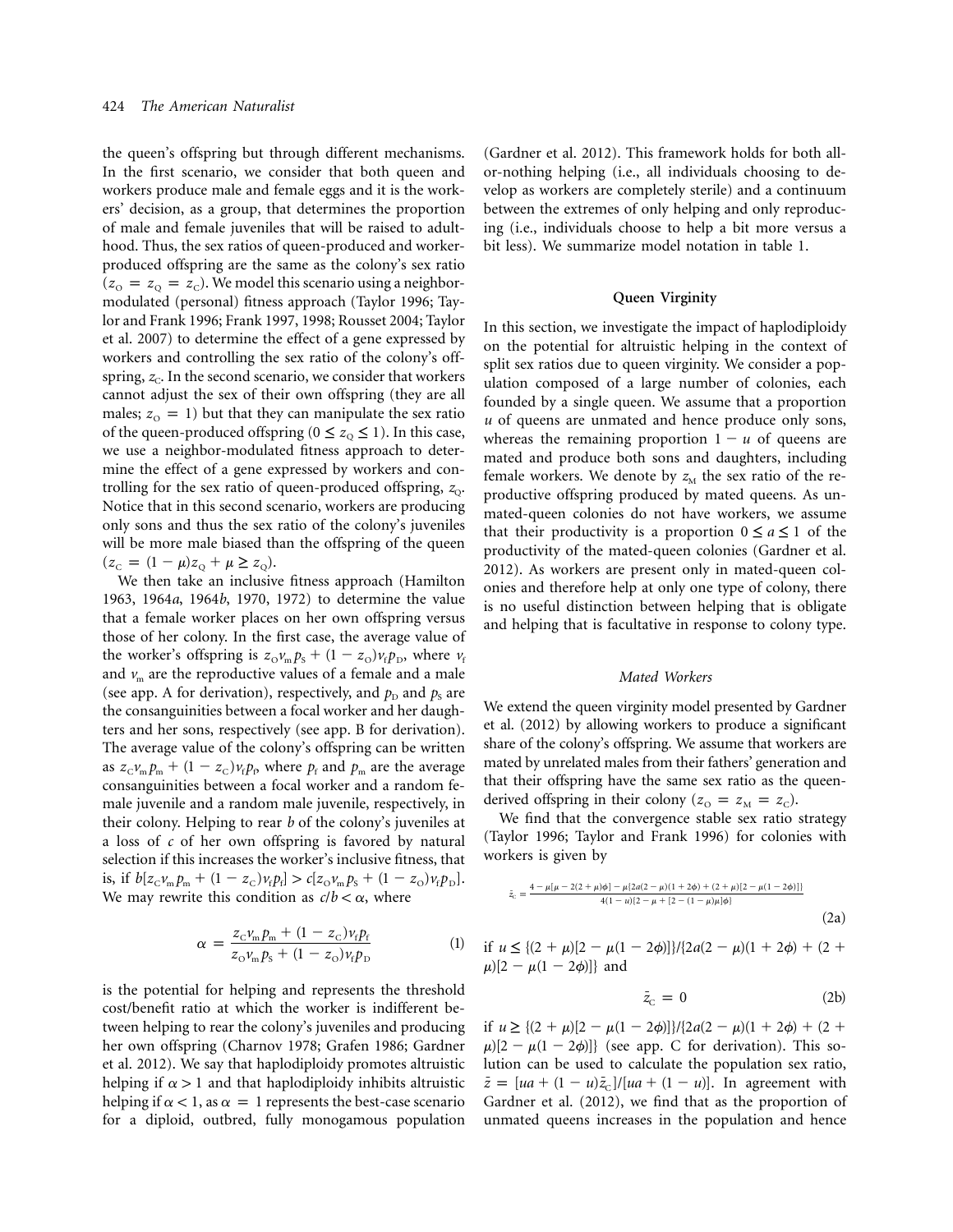the queen's offspring but through different mechanisms. In the first scenario, we consider that both queen and workers produce male and female eggs and it is the workers' decision, as a group, that determines the proportion of male and female juveniles that will be raised to adulthood. Thus, the sex ratios of queen-produced and worker-produced offspring are the same as the colony's sex ratio ($z_O = z_Q = z_C$). We model this scenario using a neighbor-modulated (personal) fitness approach (Taylor 1996; Taylor and Frank 1996; Frank 1997, 1998; Rousset 2004; Taylor et al. 2007) to determine the effect of a gene expressed by workers and controlling the sex ratio of the colony's offspring, $z_C$. In the second scenario, we consider that workers cannot adjust the sex of their own offspring (they are all males; $z_O = 1$) but that they can manipulate the sex ratio of the queen-produced offspring ($0 \le z_Q \le 1$). In this case, we use a neighbor-modulated fitness approach to determine the effect of a gene expressed by workers and controlling for the sex ratio of queen-produced offspring, $z_Q$. Notice that in this second scenario, workers are producing only sons and thus the sex ratio of the colony's juveniles will be more male biased than the offspring of the queen ($z_C = (1 - \mu)z_Q + \mu \ge z_Q$).

We then take an inclusive fitness approach (Hamilton 1963, 1964*a*, 1964*b*, 1970, 1972) to determine the value that a female worker places on her own offspring versus those of her colony. In the first case, the average value of the worker's offspring is $z_O v_m p_S + (1 - z_O)v_f p_D$, where $v_f$ and $v_m$ are the reproductive values of a female and a male (see app. A for derivation), respectively, and $p_D$ and $p_S$ are the consanguinities between a focal worker and her daughters and her sons, respectively (see app. B for derivation). The average value of the colony's offspring can be written as $z_C v_m p_m + (1 - z_C)v_f p_f$, where $p_f$ and $p_m$ are the average consanguinities between a focal worker and a random female juvenile and a random male juvenile, respectively, in their colony. Helping to rear $b$ of the colony's juveniles at a loss of $c$ of her own offspring is favored by natural selection if this increases the worker's inclusive fitness, that is, if $b[z_C v_m p_m + (1 - z_C)v_f p_f] > c[z_O v_m p_S + (1 - z_O)v_f p_D]$. We may rewrite this condition as $c/b < \alpha$, where

$$\alpha = \frac{z_C v_m p_m + (1 - z_C)v_f p_f}{z_O v_m p_S + (1 - z_O)v_f p_D} \tag{1}$$

is the potential for helping and represents the threshold cost/benefit ratio at which the worker is indifferent between helping to rear the colony's juveniles and producing her own offspring (Charnov 1978; Grafen 1986; Gardner et al. 2012). We say that haplodiploidy promotes altruistic helping if $\alpha > 1$ and that haplodiploidy inhibits altruistic helping if $\alpha < 1$, as $\alpha = 1$ represents the best-case scenario for a diploid, outbred, fully monogamous population (Gardner et al. 2012). This framework holds for both all-or-nothing helping (i.e., all individuals choosing to develop as workers are completely sterile) and a continuum between the extremes of only helping and only reproducing (i.e., individuals choose to help a bit more versus a bit less). We summarize model notation in table 1.

## Queen Virginity

In this section, we investigate the impact of haplodiploidy on the potential for altruistic helping in the context of split sex ratios due to queen virginity. We consider a population composed of a large number of colonies, each founded by a single queen. We assume that a proportion $u$ of queens are unmated and hence produce only sons, whereas the remaining proportion $1 - u$ of queens are mated and produce both sons and daughters, including female workers. We denote by $z_M$ the sex ratio of the reproductive offspring produced by mated queens. As unmated-queen colonies do not have workers, we assume that their productivity is a proportion $0 \le a \le 1$ of the productivity of the mated-queen colonies (Gardner et al. 2012). As workers are present only in mated-queen colonies and therefore help at only one type of colony, there is no useful distinction between helping that is obligate and helping that is facultative in response to colony type.

### *Mated Workers*

We extend the queen virginity model presented by Gardner et al. (2012) by allowing workers to produce a significant share of the colony's offspring. We assume that workers are mated by unrelated males from their fathers' generation and that their offspring have the same sex ratio as the queen-derived offspring in their colony ($z_O = z_M = z_C$).

We find that the convergence stable sex ratio strategy (Taylor 1996; Taylor and Frank 1996) for colonies with workers is given by

$$\bar{z}_C = \frac{4 - \mu[\mu - 2(2 + \mu)\phi] - \mu\{2a(2 - \mu)(1 + 2\phi) + (2 + \mu)[2 - \mu(1 - 2\phi)]\}}{4(1 - u)\{2 - \mu + [2 - (1 - \mu)\mu]\phi\}} \tag{2a}$$

if $u \le \{(2 + \mu)[2 - \mu(1 - 2\phi)]\}/\{2a(2 - \mu)(1 + 2\phi) + (2 + \mu)[2 - \mu(1 - 2\phi)]\}$ and

$$\bar{z}_C = 0 \tag{2b}$$

if $u \ge \{(2 + \mu)[2 - \mu(1 - 2\phi)]\}/\{2a(2 - \mu)(1 + 2\phi) + (2 + \mu)[2 - \mu(1 - 2\phi)]\}$ (see app. C for derivation). This solution can be used to calculate the population sex ratio, $\bar{z} = [ua + (1 - u)\bar{z}_C]/[ua + (1 - u)]$. In agreement with Gardner et al. (2012), we find that as the proportion of unmated queens increases in the population and hence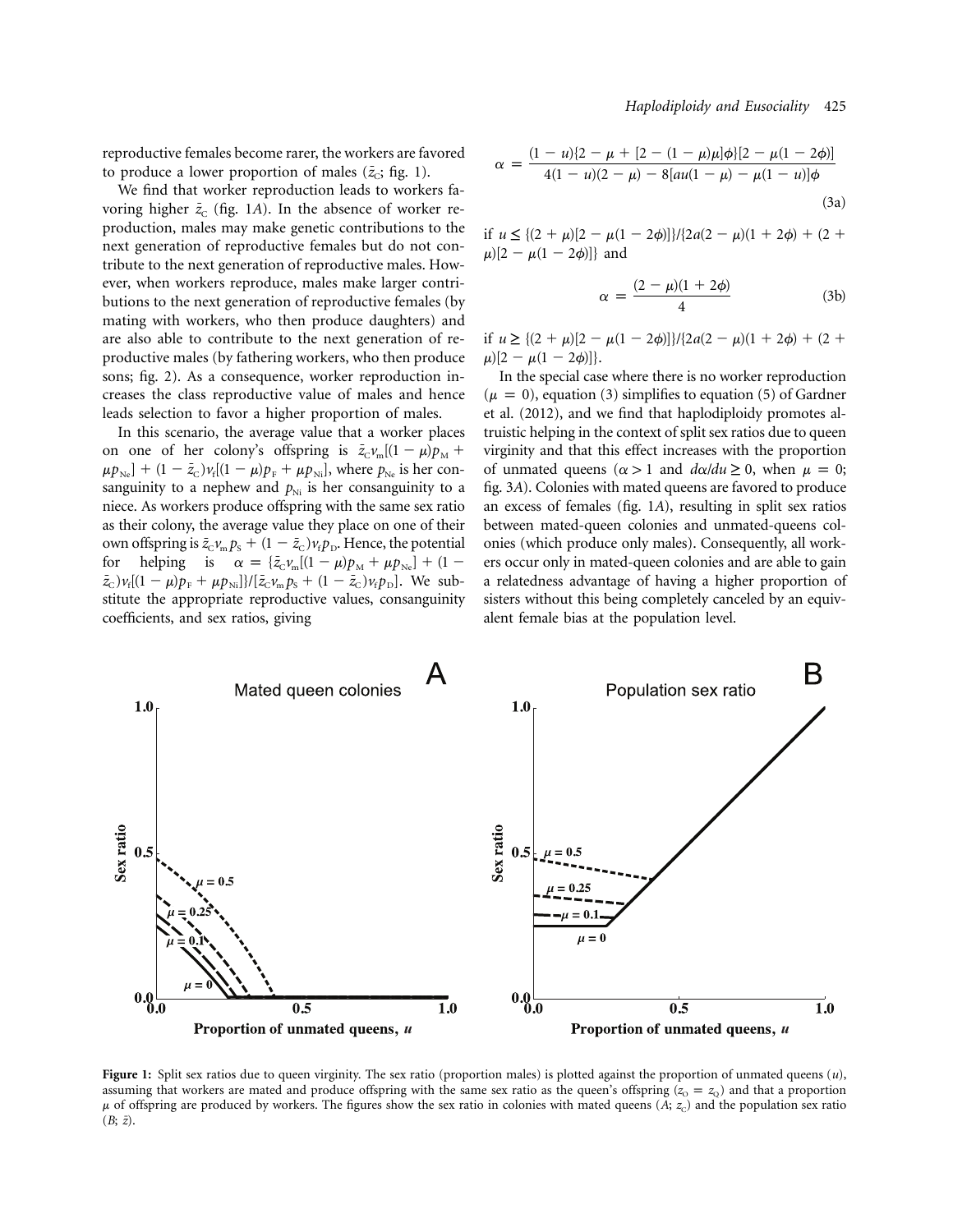reproductive females become rarer, the workers are favored to produce a lower proportion of males ($\bar{z}_C$; fig. 1).

We find that worker reproduction leads to workers favoring higher $\bar{z}_C$ (fig. 1*A*). In the absence of worker reproduction, males may make genetic contributions to the next generation of reproductive females but do not contribute to the next generation of reproductive males. However, when workers reproduce, males make larger contributions to the next generation of reproductive females (by mating with workers, who then produce daughters) and are also able to contribute to the next generation of reproductive males (by fathering workers, who then produce sons; fig. 2). As a consequence, worker reproduction increases the class reproductive value of males and hence leads selection to favor a higher proportion of males.

In this scenario, the average value that a worker places on one of her colony's offspring is $\bar{z}_C v_m[(1-\mu)p_M + \mu p_{Ne}] + (1-\bar{z}_C)v_f[(1-\mu)p_F + \mu p_{Ni}]$, where $p_{Ne}$ is her consanguinity to a nephew and $p_{Ni}$ is her consanguinity to a niece. As workers produce offspring with the same sex ratio as their colony, the average value they place on one of their own offspring is $\bar{z}_C v_m p_S + (1-\bar{z}_C)v_f p_D$. Hence, the potential for helping is $\alpha = \{\bar{z}_C v_m[(1-\mu)p_M + \mu p_{Ne}] + (1-\bar{z}_C)v_f[(1-\mu)p_F + \mu p_{Ni}]\}/[\bar{z}_C v_m p_S + (1-\bar{z}_C)v_f p_D]$. We substitute the appropriate reproductive values, consanguinity coefficients, and sex ratios, giving

$$\alpha = \frac{(1-u)\{2-\mu+[2-(1-\mu)\mu]\phi\}[2-\mu(1-2\phi)]}{4(1-u)(2-\mu)-8[au(1-\mu)-\mu(1-u)]\phi} \tag{3a}$$

if $u \leq \{(2+\mu)[2-\mu(1-2\phi)]\}/\{2a(2-\mu)(1+2\phi)+(2+\mu)[2-\mu(1-2\phi)]\}$ and

$$\alpha = \frac{(2-\mu)(1+2\phi)}{4} \tag{3b}$$

if $u \geq \{(2+\mu)[2-\mu(1-2\phi)]\}/\{2a(2-\mu)(1+2\phi)+(2+\mu)[2-\mu(1-2\phi)]\}$.

In the special case where there is no worker reproduction ($\mu = 0$), equation (3) simplifies to equation (5) of Gardner et al. (2012), and we find that haplodiploidy promotes altruistic helping in the context of split sex ratios due to queen virginity and that this effect increases with the proportion of unmated queens ($\alpha > 1$ and $d\alpha/du \geq 0$, when $\mu = 0$; fig. 3*A*). Colonies with mated queens are favored to produce an excess of females (fig. 1*A*), resulting in split sex ratios between mated-queen colonies and unmated-queens colonies (which produce only males). Consequently, all workers occur only in mated-queen colonies and are able to gain a relatedness advantage of having a higher proportion of sisters without this being completely canceled by an equivalent female bias at the population level.

**Figure 1:** Split sex ratios due to queen virginity. The sex ratio (proportion males) is plotted against the proportion of unmated queens ($u$), assuming that workers are mated and produce offspring with the same sex ratio as the queen's offspring ($z_O = z_Q$) and that a proportion $\mu$ of offspring are produced by workers. The figures show the sex ratio in colonies with mated queens (*A*; $z_C$) and the population sex ratio (*B*; $\bar{z}$).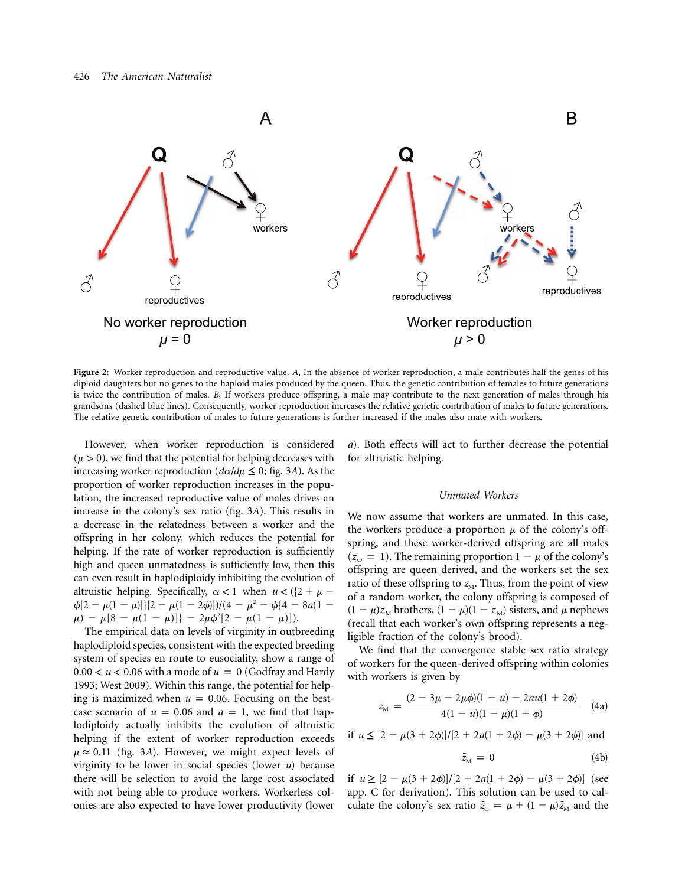A

B

Q

Q

♂

♂

♀ workers

♀ workers

♂

♂

♀ reproductives

♂

♀ reproductives

♂

♀ reproductives

No worker reproduction
$\mu = 0$

Worker reproduction
$\mu > 0$

**Figure 2:** Worker reproduction and reproductive value. *A*, In the absence of worker reproduction, a male contributes half the genes of his diploid daughters but no genes to the haploid males produced by the queen. Thus, the genetic contribution of females to future generations is twice the contribution of males. *B*, If workers produce offspring, a male may contribute to the next generation of males through his grandsons (dashed blue lines). Consequently, worker reproduction increases the relative genetic contribution of males to future generations. The relative genetic contribution of males to future generations is further increased if the males also mate with workers.

However, when worker reproduction is considered ($\mu > 0$), we find that the potential for helping decreases with increasing worker reproduction ($d\alpha/d\mu \leq 0$; fig. 3*A*). As the proportion of worker reproduction increases in the population, the increased reproductive value of males drives an increase in the colony's sex ratio (fig. 3*A*). This results in a decrease in the relatedness between a worker and the offspring in her colony, which reduces the potential for helping. If the rate of worker reproduction is sufficiently high and queen unmatedness is sufficiently low, then this can even result in haplodiploidy inhibiting the evolution of altruistic helping. Specifically, $\alpha < 1$ when $u < (\{2 + \mu - \phi[2 - \mu(1 - \mu)]\}[2 - \mu(1 - 2\phi)])/(4 - \mu^2 - \phi\{4 - 8a(1 - \mu) - \mu[8 - \mu(1 - \mu)]\} - 2\mu\phi^2[2 - \mu(1 - \mu)])$.

The empirical data on levels of virginity in outbreeding haplodiploid species, consistent with the expected breeding system of species en route to eusociality, show a range of $0.00 < u < 0.06$ with a mode of $u = 0$ (Godfray and Hardy 1993; West 2009). Within this range, the potential for helping is maximized when $u = 0.06$. Focusing on the best-case scenario of $u = 0.06$ and $a = 1$, we find that haplodiploidy actually inhibits the evolution of altruistic helping if the extent of worker reproduction exceeds $\mu \approx 0.11$ (fig. 3*A*). However, we might expect levels of virginity to be lower in social species (lower $u$) because there will be selection to avoid the large cost associated with not being able to produce workers. Workerless colonies are also expected to have lower productivity (lower $a$). Both effects will act to further decrease the potential for altruistic helping.

### *Unmated Workers*

We now assume that workers are unmated. In this case, the workers produce a proportion $\mu$ of the colony's offspring, and these worker-derived offspring are all males ($z_{\mathrm{O}} = 1$). The remaining proportion $1 - \mu$ of the colony's offspring are queen derived, and the workers set the sex ratio of these offspring to $z_{\mathrm{M}}$. Thus, from the point of view of a random worker, the colony offspring is composed of $(1 - \mu)z_{\mathrm{M}}$ brothers, $(1 - \mu)(1 - z_{\mathrm{M}})$ sisters, and $\mu$ nephews (recall that each worker's own offspring represents a negligible fraction of the colony's brood).

We find that the convergence stable sex ratio strategy of workers for the queen-derived offspring within colonies with workers is given by

$$\bar{z}_{\mathrm{M}} = \frac{(2 - 3\mu - 2\mu\phi)(1 - u) - 2au(1 + 2\phi)}{4(1 - u)(1 - \mu)(1 + \phi)} \tag{4a}$$

if $u \leq [2 - \mu(3 + 2\phi)]/[2 + 2a(1 + 2\phi) - \mu(3 + 2\phi)]$ and

$$\bar{z}_{\mathrm{M}} = 0 \tag{4b}$$

if $u \geq [2 - \mu(3 + 2\phi)]/[2 + 2a(1 + 2\phi) - \mu(3 + 2\phi)]$ (see app. C for derivation). This solution can be used to calculate the colony's sex ratio $\bar{z}_{\mathrm{C}} = \mu + (1 - \mu)\bar{z}_{\mathrm{M}}$ and the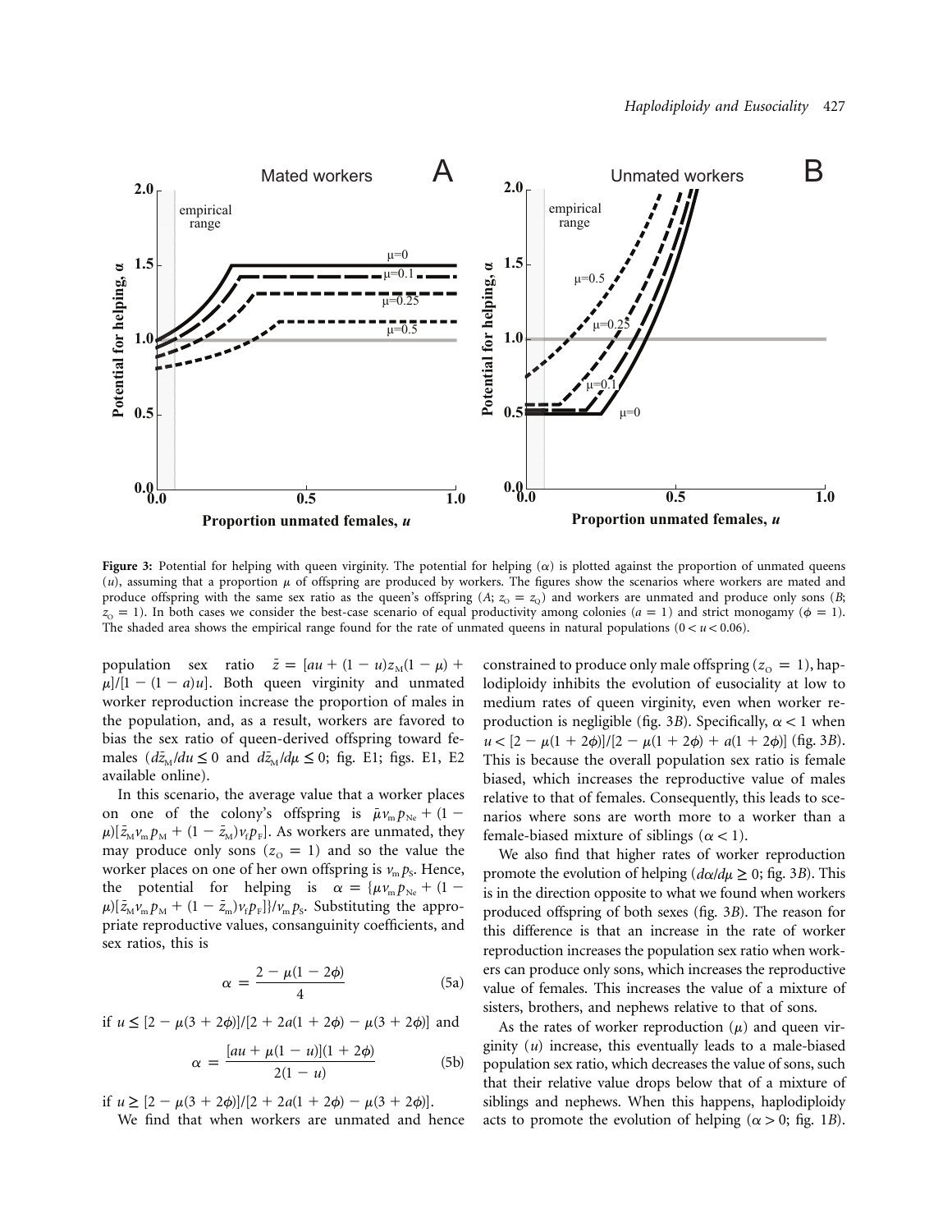**Figure 3:** Potential for helping with queen virginity. The potential for helping ($\alpha$) is plotted against the proportion of unmated queens ($u$), assuming that a proportion $\mu$ of offspring are produced by workers. The figures show the scenarios where workers are mated and produce offspring with the same sex ratio as the queen's offspring ($A$; $z_{\mathrm{O}} = z_{\mathrm{Q}}$) and workers are unmated and produce only sons ($B$; $z_{\mathrm{O}} = 1$). In both cases we consider the best-case scenario of equal productivity among colonies ($a = 1$) and strict monogamy ($\phi = 1$). The shaded area shows the empirical range found for the rate of unmated queens in natural populations ($0 < u < 0.06$).

population sex ratio $\bar{z} = [au + (1-u)z_{\mathrm{M}}(1-\mu) + \mu]/[1-(1-a)u]$. Both queen virginity and unmated worker reproduction increase the proportion of males in the population, and, as a result, workers are favored to bias the sex ratio of queen-derived offspring toward females ($d\bar{z}_{\mathrm{M}}/du \leq 0$ and $d\bar{z}_{\mathrm{M}}/d\mu \leq 0$; fig. E1; figs. E1, E2 available online).

In this scenario, the average value that a worker places on one of the colony's offspring is $\bar{\mu}v_{\mathrm{m}}p_{\mathrm{Ne}} + (1-\mu)[\bar{z}_{\mathrm{M}}v_{\mathrm{m}}p_{\mathrm{M}} + (1-\bar{z}_{\mathrm{M}})v_{\mathrm{f}}p_{\mathrm{F}}]$. As workers are unmated, they may produce only sons ($z_{\mathrm{O}} = 1$) and so the value the worker places on one of her own offspring is $v_{\mathrm{m}}p_{\mathrm{S}}$. Hence, the potential for helping is $\alpha = \{\mu v_{\mathrm{m}}p_{\mathrm{Ne}} + (1-\mu)[\bar{z}_{\mathrm{M}}v_{\mathrm{m}}p_{\mathrm{M}} + (1-\bar{z}_{\mathrm{m}})v_{\mathrm{f}}p_{\mathrm{F}}]\}/v_{\mathrm{m}}p_{\mathrm{S}}$. Substituting the appropriate reproductive values, consanguinity coefficients, and sex ratios, this is

$$\alpha = \frac{2-\mu(1-2\phi)}{4} \tag{5a}$$

if $u \leq [2-\mu(3+2\phi)]/[2+2a(1+2\phi)-\mu(3+2\phi)]$ and

$$\alpha = \frac{[au+\mu(1-u)](1+2\phi)}{2(1-u)} \tag{5b}$$

if $u \geq [2-\mu(3+2\phi)]/[2+2a(1+2\phi)-\mu(3+2\phi)]$.

We find that when workers are unmated and hence constrained to produce only male offspring ($z_{\mathrm{O}} = 1$), haplodiploidy inhibits the evolution of eusociality at low to medium rates of queen virginity, even when worker reproduction is negligible (fig. 3$B$). Specifically, $\alpha < 1$ when $u < [2-\mu(1+2\phi)]/[2-\mu(1+2\phi)+a(1+2\phi)]$ (fig. 3$B$). This is because the overall population sex ratio is female biased, which increases the reproductive value of males relative to that of females. Consequently, this leads to scenarios where sons are worth more to a worker than a female-biased mixture of siblings ($\alpha < 1$).

We also find that higher rates of worker reproduction promote the evolution of helping ($d\alpha/d\mu \geq 0$; fig. 3$B$). This is in the direction opposite to what we found when workers produced offspring of both sexes (fig. 3$B$). The reason for this difference is that an increase in the rate of worker reproduction increases the population sex ratio when workers can produce only sons, which increases the reproductive value of females. This increases the value of a mixture of sisters, brothers, and nephews relative to that of sons.

As the rates of worker reproduction ($\mu$) and queen virginity ($u$) increase, this eventually leads to a male-biased population sex ratio, which decreases the value of sons, such that their relative value drops below that of a mixture of siblings and nephews. When this happens, haplodiploidy acts to promote the evolution of helping ($\alpha > 0$; fig. 1$B$).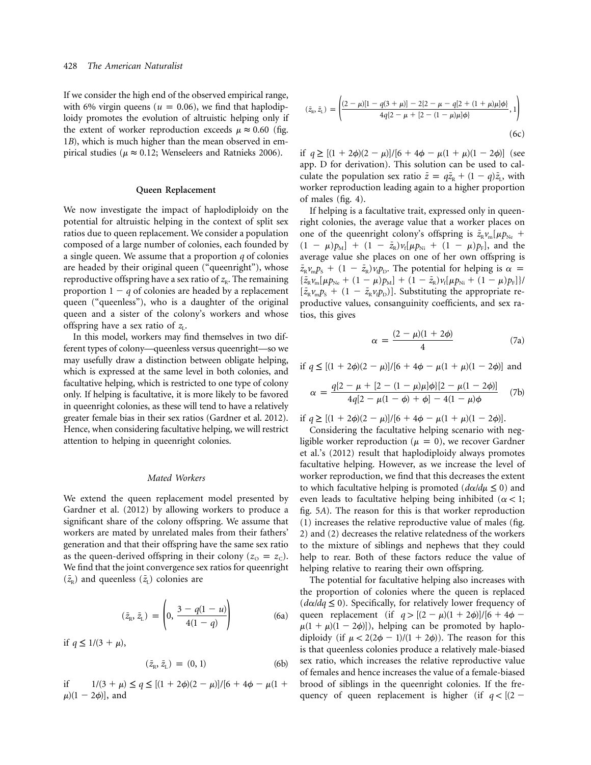If we consider the high end of the observed empirical range, with 6% virgin queens ($u = 0.06$), we find that haplodiploidy promotes the evolution of altruistic helping only if the extent of worker reproduction exceeds $\mu \approx 0.60$ (fig. 1*B*), which is much higher than the mean observed in empirical studies ($\mu \approx 0.12$; Wenseleers and Ratnieks 2006).

## Queen Replacement

We now investigate the impact of haplodiploidy on the potential for altruistic helping in the context of split sex ratios due to queen replacement. We consider a population composed of a large number of colonies, each founded by a single queen. We assume that a proportion $q$ of colonies are headed by their original queen ("queenright"), whose reproductive offspring have a sex ratio of $z_R$. The remaining proportion $1 - q$ of colonies are headed by a replacement queen ("queenless"), who is a daughter of the original queen and a sister of the colony's workers and whose offspring have a sex ratio of $z_L$.

In this model, workers may find themselves in two different types of colony—queenless versus queenright—so we may usefully draw a distinction between obligate helping, which is expressed at the same level in both colonies, and facultative helping, which is restricted to one type of colony only. If helping is facultative, it is more likely to be favored in queenright colonies, as these will tend to have a relatively greater female bias in their sex ratios (Gardner et al. 2012). Hence, when considering facultative helping, we will restrict attention to helping in queenright colonies.

### *Mated Workers*

We extend the queen replacement model presented by Gardner et al. (2012) by allowing workers to produce a significant share of the colony offspring. We assume that workers are mated by unrelated males from their fathers' generation and that their offspring have the same sex ratio as the queen-derived offspring in their colony ($z_O = z_C$). We find that the joint convergence sex ratios for queenright ($\bar{z}_R$) and queenless ($\bar{z}_L$) colonies are

$$(\bar{z}_R, \bar{z}_L) = \left(0, \frac{3 - q(1-u)}{4(1-q)}\right) \tag{6a}$$

if $q \leq 1/(3 + \mu)$,

$$(\bar{z}_R, \bar{z}_L) = (0, 1) \tag{6b}$$

if $1/(3 + \mu) \leq q \leq [(1 + 2\phi)(2 - \mu)]/[6 + 4\phi - \mu(1 + \mu)(1 - 2\phi)]$, and

$$(\bar{z}_R, \bar{z}_L) = \left(\frac{(2-\mu)[1 - q(3+\mu)] - 2\{2 - \mu - q[2 + (1+\mu)\mu]\phi\}}{4q\{2 - \mu + [2 - (1-\mu)\mu]\phi\}}, 1\right) \tag{6c}$$

if $q \geq [(1 + 2\phi)(2 - \mu)]/[6 + 4\phi - \mu(1 + \mu)(1 - 2\phi)]$ (see app. D for derivation). This solution can be used to calculate the population sex ratio $\bar{z} = q\bar{z}_R + (1 - q)\bar{z}_L$, with worker reproduction leading again to a higher proportion of males (fig. 4).

If helping is a facultative trait, expressed only in queenright colonies, the average value that a worker places on one of the queenright colony's offspring is $\bar{z}_R v_m[\mu p_{Ne} + (1 - \mu)p_M] + (1 - \bar{z}_R)v_f[\mu p_{Ni} + (1 - \mu)p_F]$, and the average value she places on one of her own offspring is $\bar{z}_R v_m p_S + (1 - \bar{z}_R)v_f p_D$. The potential for helping is $\alpha = \{\bar{z}_R v_m[\mu p_{Ne} + (1 - \mu)p_M] + (1 - \bar{z}_R)v_f[\mu p_{Ni} + (1 - \mu)p_F]\}/[\bar{z}_R v_m p_S + (1 - \bar{z}_R v_f p_D)]$. Substituting the appropriate reproductive values, consanguinity coefficients, and sex ratios, this gives

$$\alpha = \frac{(2-\mu)(1+2\phi)}{4} \tag{7a}$$

if $q \leq [(1 + 2\phi)(2 - \mu)]/[6 + 4\phi - \mu(1 + \mu)(1 - 2\phi)]$ and

$$\alpha = \frac{q\{2 - \mu + [2 - (1-\mu)\mu]\phi\}[2 - \mu(1 - 2\phi)]}{4q[2 - \mu(1-\phi) + \phi] - 4(1-\mu)\phi} \tag{7b}$$

if $q \geq [(1 + 2\phi)(2 - \mu)]/[6 + 4\phi - \mu(1 + \mu)(1 - 2\phi)]$.

Considering the facultative helping scenario with negligible worker reproduction ($\mu = 0$), we recover Gardner et al.'s (2012) result that haplodiploidy always promotes facultative helping. However, as we increase the level of worker reproduction, we find that this decreases the extent to which facultative helping is promoted ($d\alpha/d\mu \leq 0$) and even leads to facultative helping being inhibited ($\alpha < 1$; fig. 5*A*). The reason for this is that worker reproduction (1) increases the relative reproductive value of males (fig. 2) and (2) decreases the relative relatedness of the workers to the mixture of siblings and nephews that they could help to rear. Both of these factors reduce the value of helping relative to rearing their own offspring.

The potential for facultative helping also increases with the proportion of colonies where the queen is replaced ($d\alpha/dq \leq 0$). Specifically, for relatively lower frequency of queen replacement (if $q > [(2 - \mu)(1 + 2\phi)]/[6 + 4\phi - \mu(1 + \mu)(1 - 2\phi)]$), helping can be promoted by haplodiploidy (if $\mu < 2(2\phi - 1)/(1 + 2\phi)$). The reason for this is that queenless colonies produce a relatively male-biased sex ratio, which increases the relative reproductive value of females and hence increases the value of a female-biased brood of siblings in the queenright colonies. If the frequency of queen replacement is higher (if $q < [(2 -$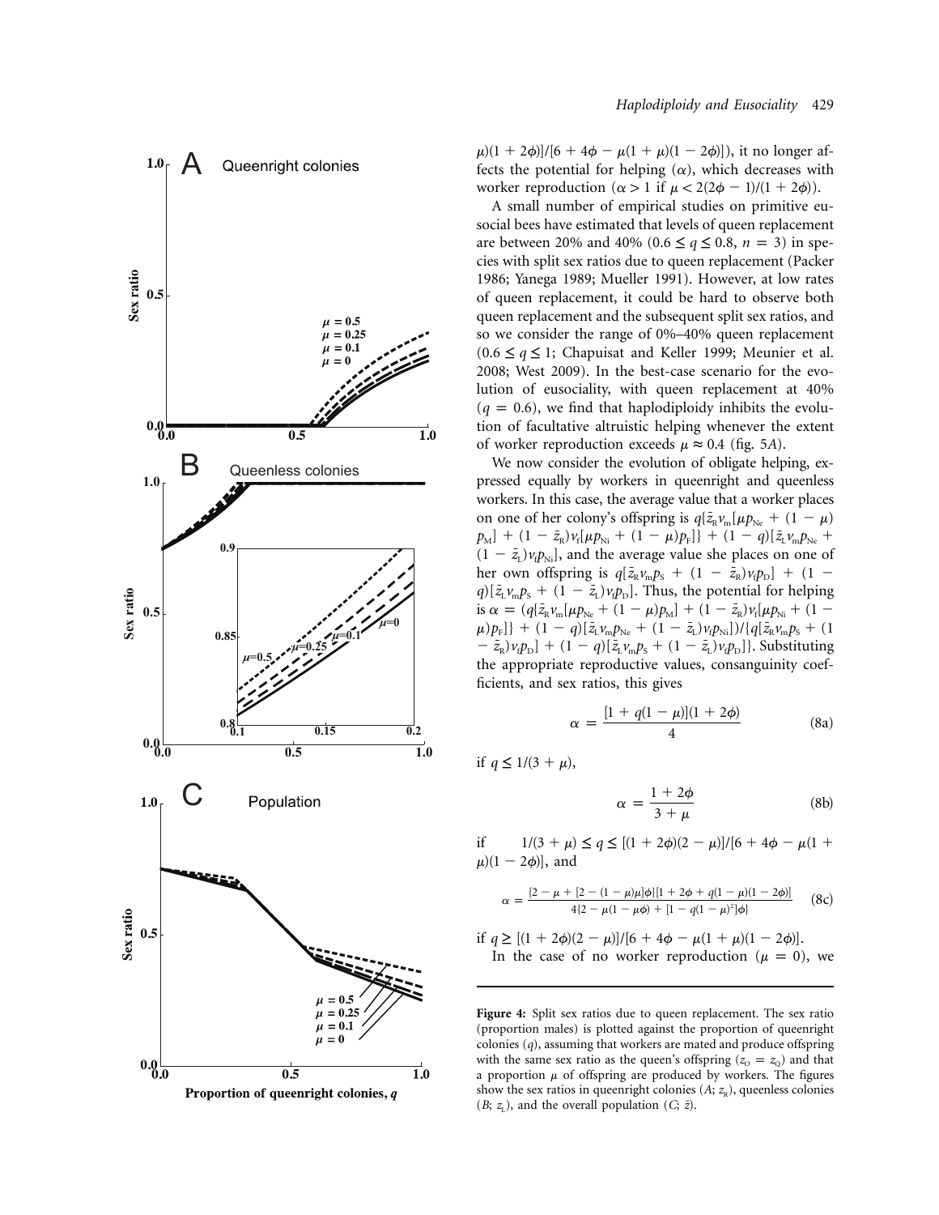$\mu)(1 + 2\phi)]/[6 + 4\phi - \mu(1 + \mu)(1 - 2\phi)]$), it no longer affects the potential for helping ($\alpha$), which decreases with worker reproduction ($\alpha > 1$ if $\mu < 2(2\phi - 1)/(1 + 2\phi)$).

A small number of empirical studies on primitive eusocial bees have estimated that levels of queen replacement are between 20% and 40% ($0.6 \leq q \leq 0.8$, $n = 3$) in species with split sex ratios due to queen replacement (Packer 1986; Yanega 1989; Mueller 1991). However, at low rates of queen replacement, it could be hard to observe both queen replacement and the subsequent split sex ratios, and so we consider the range of 0%–40% queen replacement ($0.6 \leq q \leq 1$; Chapuisat and Keller 1999; Meunier et al. 2008; West 2009). In the best-case scenario for the evolution of eusociality, with queen replacement at 40% ($q = 0.6$), we find that haplodiploidy inhibits the evolution of facultative altruistic helping whenever the extent of worker reproduction exceeds $\mu \approx 0.4$ (fig. 5*A*).

We now consider the evolution of obligate helping, expressed equally by workers in queenright and queenless workers. In this case, the average value that a worker places on one of her colony's offspring is $q\{\bar{z}_R v_m[\mu p_{Ne} + (1 - \mu)p_M] + (1 - \bar{z}_R)v_f[\mu p_{Ni} + (1 - \mu)p_F]\} + (1 - q)[\bar{z}_L v_m p_{Ne} + (1 - \bar{z}_L)v_f p_{Ni}]$, and the average value she places on one of her own offspring is $q[\bar{z}_R v_m p_S + (1 - \bar{z}_R)v_f p_D] + (1 - q)[\bar{z}_L v_m p_S + (1 - \bar{z}_L)v_f p_D]$. Thus, the potential for helping is $\alpha = (q\{\bar{z}_R v_m[\mu p_{Ne} + (1 - \mu)p_M] + (1 - \bar{z}_R)v_f[\mu p_{Ni} + (1 - \mu)p_F]\} + (1 - q)[\bar{z}_L v_m p_{Ne} + (1 - \bar{z}_L)v_f p_{Ni}])/\{q[\bar{z}_R v_m p_S + (1 - \bar{z}_R)v_f p_D] + (1 - q)[\bar{z}_L v_m p_S + (1 - \bar{z}_L)v_f p_D]\}$. Substituting the appropriate reproductive values, consanguinity coefficients, and sex ratios, this gives

$$\alpha = \frac{[1 + q(1 - \mu)](1 + 2\phi)}{4} \tag{8a}$$

if $q \leq 1/(3 + \mu)$,

$$\alpha = \frac{1 + 2\phi}{3 + \mu} \tag{8b}$$

if $1/(3 + \mu) \leq q \leq [(1 + 2\phi)(2 - \mu)]/[6 + 4\phi - \mu(1 + \mu)(1 - 2\phi)]$, and

$$\alpha = \frac{\{2 - \mu + [2 - (1 - \mu)\mu]\phi\}[1 + 2\phi + q(1 - \mu)(1 - 2\phi)]}{4\{2 - \mu(1 - \mu\phi) + [1 - q(1 - \mu)^2]\phi\}} \tag{8c}$$

if $q \geq [(1 + 2\phi)(2 - \mu)]/[6 + 4\phi - \mu(1 + \mu)(1 - 2\phi)]$.

In the case of no worker reproduction ($\mu = 0$), we

**Figure 4:** Split sex ratios due to queen replacement. The sex ratio (proportion males) is plotted against the proportion of queenright colonies ($q$), assuming that workers are mated and produce offspring with the same sex ratio as the queen's offspring ($z_O = z_Q$) and that a proportion $\mu$ of offspring are produced by workers. The figures show the sex ratios in queenright colonies (*A*; $z_R$), queenless colonies (*B*; $z_L$), and the overall population (*C*; $\bar{z}$).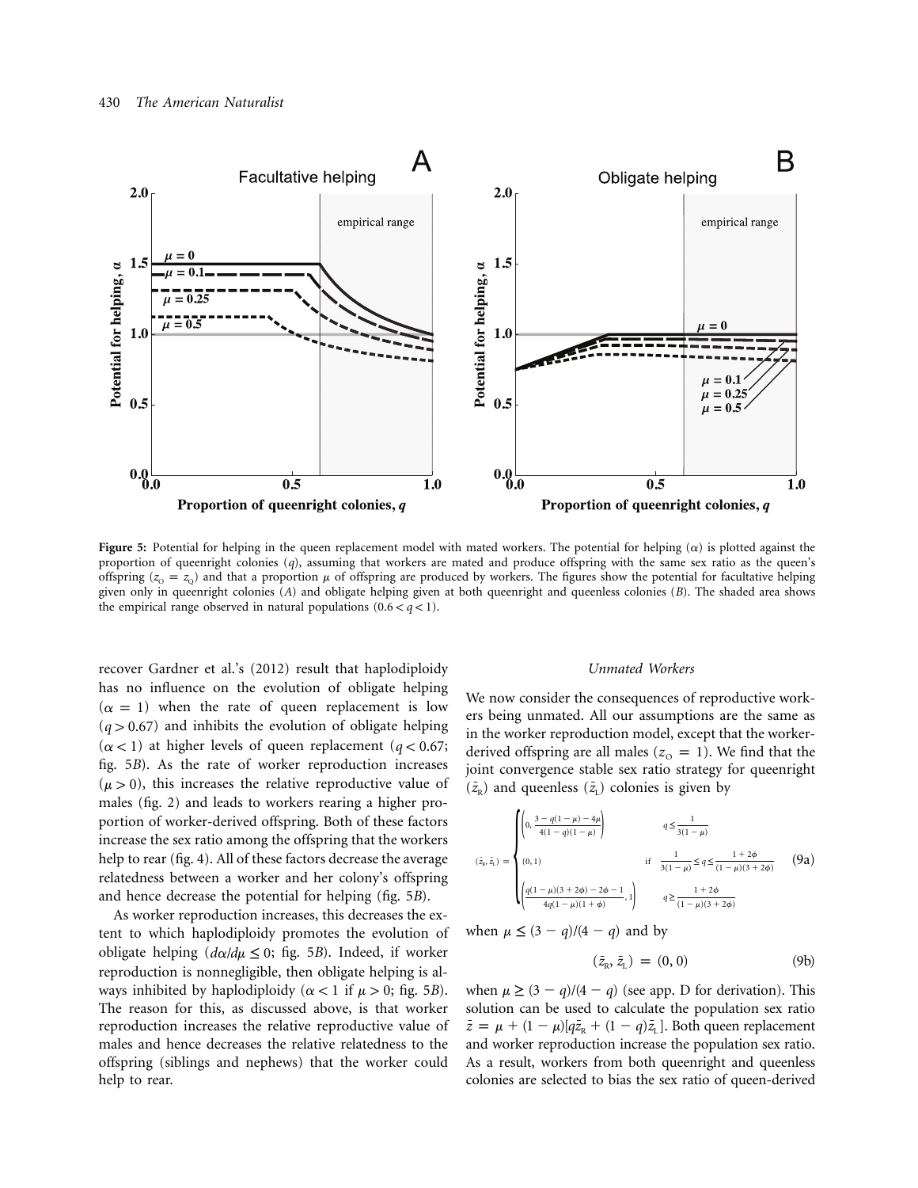**Figure 5:** Potential for helping in the queen replacement model with mated workers. The potential for helping ($\alpha$) is plotted against the proportion of queenright colonies ($q$), assuming that workers are mated and produce offspring with the same sex ratio as the queen's offspring ($z_O = z_Q$) and that a proportion $\mu$ of offspring are produced by workers. The figures show the potential for facultative helping given only in queenright colonies (*A*) and obligate helping given at both queenright and queenless colonies (*B*). The shaded area shows the empirical range observed in natural populations ($0.6 < q < 1$).

recover Gardner et al.'s (2012) result that haplodiploidy has no influence on the evolution of obligate helping ($\alpha = 1$) when the rate of queen replacement is low ($q > 0.67$) and inhibits the evolution of obligate helping ($\alpha < 1$) at higher levels of queen replacement ($q < 0.67$; fig. 5*B*). As the rate of worker reproduction increases ($\mu > 0$), this increases the relative reproductive value of males (fig. 2) and leads to workers rearing a higher proportion of worker-derived offspring. Both of these factors increase the sex ratio among the offspring that the workers help to rear (fig. 4). All of these factors decrease the average relatedness between a worker and her colony's offspring and hence decrease the potential for helping (fig. 5*B*).

As worker reproduction increases, this decreases the extent to which haplodiploidy promotes the evolution of obligate helping ($d\alpha/d\mu \leq 0$; fig. 5*B*). Indeed, if worker reproduction is nonnegligible, then obligate helping is always inhibited by haplodiploidy ($\alpha < 1$ if $\mu > 0$; fig. 5*B*). The reason for this, as discussed above, is that worker reproduction increases the relative reproductive value of males and hence decreases the relative relatedness to the offspring (siblings and nephews) that the worker could help to rear.

### *Unmated Workers*

We now consider the consequences of reproductive workers being unmated. All our assumptions are the same as in the worker reproduction model, except that the worker-derived offspring are all males ($z_O = 1$). We find that the joint convergence stable sex ratio strategy for queenright ($\bar{z}_R$) and queenless ($\bar{z}_L$) colonies is given by

$$(\bar{z}_R, \bar{z}_L) = \begin{cases} \left(0, \dfrac{3 - q(1-\mu) - 4\mu}{4(1-q)(1-\mu)}\right) & q \leq \dfrac{1}{3(1-\mu)} \\ (0, 1) & \text{if} \quad \dfrac{1}{3(1-\mu)} \leq q \leq \dfrac{1+2\phi}{(1-\mu)(3+2\phi)} \\ \left(\dfrac{q(1-\mu)(3+2\phi) - 2\phi - 1}{4q(1-\mu)(1+\phi)}, 1\right) & q \geq \dfrac{1+2\phi}{(1-\mu)(3+2\phi)} \end{cases} \tag{9a}$$

when $\mu \leq (3 - q)/(4 - q)$ and by

$$(\bar{z}_R, \bar{z}_L) = (0, 0) \tag{9b}$$

when $\mu \geq (3 - q)/(4 - q)$ (see app. D for derivation). This solution can be used to calculate the population sex ratio $\bar{z} = \mu + (1 - \mu)[q\bar{z}_R + (1 - q)\bar{z}_L]$. Both queen replacement and worker reproduction increase the population sex ratio. As a result, workers from both queenright and queenless colonies are selected to bias the sex ratio of queen-derived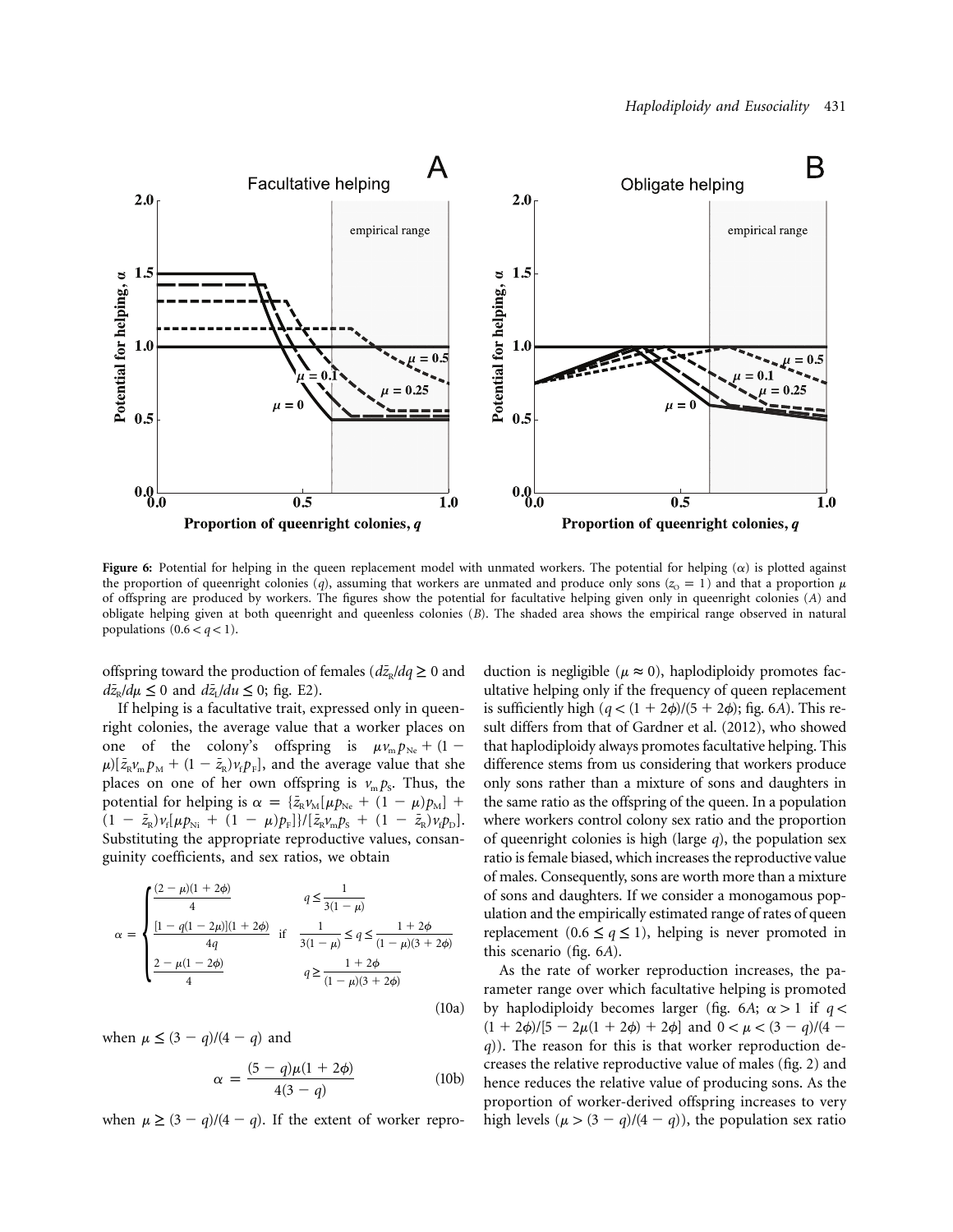**Figure 6:** Potential for helping in the queen replacement model with unmated workers. The potential for helping ($\alpha$) is plotted against the proportion of queenright colonies ($q$), assuming that workers are unmated and produce only sons ($z_O = 1$) and that a proportion $\mu$ of offspring are produced by workers. The figures show the potential for facultative helping given only in queenright colonies (*A*) and obligate helping given at both queenright and queenless colonies (*B*). The shaded area shows the empirical range observed in natural populations ($0.6 < q < 1$).

offspring toward the production of females ($d\bar{z}_R/dq \geq 0$ and $d\bar{z}_R/d\mu \leq 0$ and $d\bar{z}_L/du \leq 0$; fig. E2).

If helping is a facultative trait, expressed only in queenright colonies, the average value that a worker places on one of the colony's offspring is $\mu v_m p_{Ne} + (1 - \mu)[\bar{z}_R v_m p_M + (1 - \bar{z}_R) v_f p_F]$, and the average value that she places on one of her own offspring is $v_m p_S$. Thus, the potential for helping is $\alpha = \{\bar{z}_R v_M[\mu p_{Ne} + (1 - \mu) p_M] + (1 - \bar{z}_R) v_f[\mu p_{Ni} + (1 - \mu) p_F]\}/[\bar{z}_R v_m p_S + (1 - \bar{z}_R) v_f p_D]$. Substituting the appropriate reproductive values, consanguinity coefficients, and sex ratios, we obtain

$$
\alpha = \begin{cases} \dfrac{(2 - \mu)(1 + 2\phi)}{4} & q \leq \dfrac{1}{3(1 - \mu)} \\[2ex] \dfrac{[1 - q(1 - 2\mu)](1 + 2\phi)}{4q} \quad \text{if} & \dfrac{1}{3(1 - \mu)} \leq q \leq \dfrac{1 + 2\phi}{(1 - \mu)(3 + 2\phi)} \\[2ex] \dfrac{2 - \mu(1 - 2\phi)}{4} & q \geq \dfrac{1 + 2\phi}{(1 - \mu)(3 + 2\phi)} \end{cases} \tag{10a}
$$

when $\mu \leq (3 - q)/(4 - q)$ and

$$
\alpha = \frac{(5 - q)\mu(1 + 2\phi)}{4(3 - q)} \tag{10b}
$$

when $\mu \geq (3 - q)/(4 - q)$. If the extent of worker reproduction is negligible ($\mu \approx 0$), haplodiploidy promotes facultative helping only if the frequency of queen replacement is sufficiently high ($q < (1 + 2\phi)/(5 + 2\phi)$; fig. 6*A*). This result differs from that of Gardner et al. (2012), who showed that haplodiploidy always promotes facultative helping. This difference stems from us considering that workers produce only sons rather than a mixture of sons and daughters in the same ratio as the offspring of the queen. In a population where workers control colony sex ratio and the proportion of queenright colonies is high (large $q$), the population sex ratio is female biased, which increases the reproductive value of males. Consequently, sons are worth more than a mixture of sons and daughters. If we consider a monogamous population and the empirically estimated range of rates of queen replacement ($0.6 \leq q \leq 1$), helping is never promoted in this scenario (fig. 6*A*).

As the rate of worker reproduction increases, the parameter range over which facultative helping is promoted by haplodiploidy becomes larger (fig. 6*A*; $\alpha > 1$ if $q < (1 + 2\phi)/[5 - 2\mu(1 + 2\phi) + 2\phi]$ and $0 < \mu < (3 - q)/(4 - q)$). The reason for this is that worker reproduction decreases the relative reproductive value of males (fig. 2) and hence reduces the relative value of producing sons. As the proportion of worker-derived offspring increases to very high levels ($\mu > (3 - q)/(4 - q)$), the population sex ratio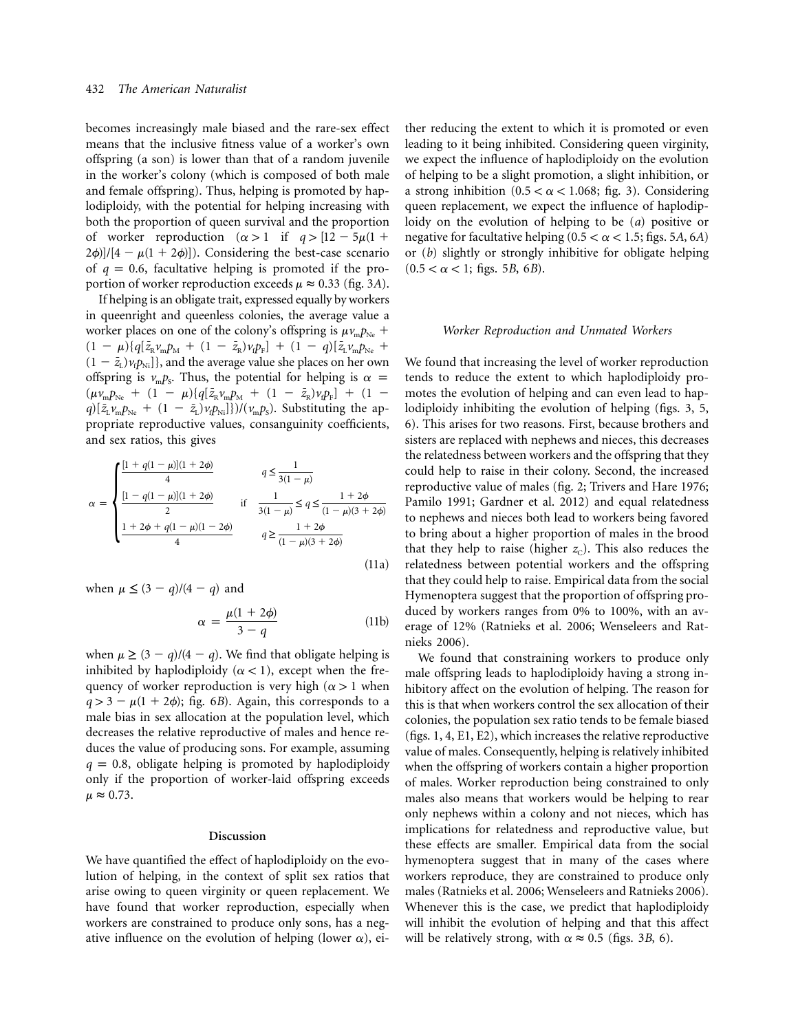becomes increasingly male biased and the rare-sex effect means that the inclusive fitness value of a worker's own offspring (a son) is lower than that of a random juvenile in the worker's colony (which is composed of both male and female offspring). Thus, helping is promoted by haplodiploidy, with the potential for helping increasing with both the proportion of queen survival and the proportion of worker reproduction ($\alpha > 1$ if $q > [12 - 5\mu(1 + 2\phi)]/[4 - \mu(1 + 2\phi)]$). Considering the best-case scenario of $q = 0.6$, facultative helping is promoted if the proportion of worker reproduction exceeds $\mu \approx 0.33$ (fig. 3*A*).

If helping is an obligate trait, expressed equally by workers in queenright and queenless colonies, the average value a worker places on one of the colony's offspring is $\mu v_m p_{Ne} + (1 - \mu)\{q[\bar{z}_R v_m p_M + (1 - \bar{z}_R) v_f p_F] + (1 - q)[\bar{z}_L v_m p_{Ne} + (1 - \bar{z}_L) v_f p_{Ni}]\}$, and the average value she places on her own offspring is $v_m p_S$. Thus, the potential for helping is $\alpha = (\mu v_m p_{Ne} + (1 - \mu)\{q[\bar{z}_R v_m p_M + (1 - \bar{z}_R) v_f p_F] + (1 - q)[\bar{z}_L v_m p_{Ne} + (1 - \bar{z}_L) v_f p_{Ni}]\})/(v_m p_S)$. Substituting the appropriate reproductive values, consanguinity coefficients, and sex ratios, this gives

$$\alpha = \begin{cases} \dfrac{[1 + q(1 - \mu)](1 + 2\phi)}{4} & q \leq \dfrac{1}{3(1 - \mu)} \\ \dfrac{[1 - q(1 - \mu)](1 + 2\phi)}{2} & \text{if} \quad \dfrac{1}{3(1 - \mu)} \leq q \leq \dfrac{1 + 2\phi}{(1 - \mu)(3 + 2\phi)} \\ \dfrac{1 + 2\phi + q(1 - \mu)(1 - 2\phi)}{4} & q \geq \dfrac{1 + 2\phi}{(1 - \mu)(3 + 2\phi)} \end{cases} \tag{11a}$$

when $\mu \leq (3 - q)/(4 - q)$ and

$$\alpha = \frac{\mu(1 + 2\phi)}{3 - q} \tag{11b}$$

when $\mu \geq (3 - q)/(4 - q)$. We find that obligate helping is inhibited by haplodiploidy ($\alpha < 1$), except when the frequency of worker reproduction is very high ($\alpha > 1$ when $q > 3 - \mu(1 + 2\phi)$; fig. 6*B*). Again, this corresponds to a male bias in sex allocation at the population level, which decreases the relative reproductive of males and hence reduces the value of producing sons. For example, assuming $q = 0.8$, obligate helping is promoted by haplodiploidy only if the proportion of worker-laid offspring exceeds $\mu \approx 0.73$.

## Discussion

We have quantified the effect of haplodiploidy on the evolution of helping, in the context of split sex ratios that arise owing to queen virginity or queen replacement. We have found that worker reproduction, especially when workers are constrained to produce only sons, has a negative influence on the evolution of helping (lower $\alpha$), either reducing the extent to which it is promoted or even leading to it being inhibited. Considering queen virginity, we expect the influence of haplodiploidy on the evolution of helping to be a slight promotion, a slight inhibition, or a strong inhibition ($0.5 < \alpha < 1.068$; fig. 3). Considering queen replacement, we expect the influence of haplodiploidy on the evolution of helping to be (*a*) positive or negative for facultative helping ($0.5 < \alpha < 1.5$; figs. 5*A*, 6*A*) or (*b*) slightly or strongly inhibitive for obligate helping ($0.5 < \alpha < 1$; figs. 5*B*, 6*B*).

### *Worker Reproduction and Unmated Workers*

We found that increasing the level of worker reproduction tends to reduce the extent to which haplodiploidy promotes the evolution of helping and can even lead to haplodiploidy inhibiting the evolution of helping (figs. 3, 5, 6). This arises for two reasons. First, because brothers and sisters are replaced with nephews and nieces, this decreases the relatedness between workers and the offspring that they could help to raise in their colony. Second, the increased reproductive value of males (fig. 2; Trivers and Hare 1976; Pamilo 1991; Gardner et al. 2012) and equal relatedness to nephews and nieces both lead to workers being favored to bring about a higher proportion of males in the brood that they help to raise (higher $z_C$). This also reduces the relatedness between potential workers and the offspring that they could help to raise. Empirical data from the social Hymenoptera suggest that the proportion of offspring produced by workers ranges from 0% to 100%, with an average of 12% (Ratnieks et al. 2006; Wenseleers and Ratnieks 2006).

We found that constraining workers to produce only male offspring leads to haplodiploidy having a strong inhibitory affect on the evolution of helping. The reason for this is that when workers control the sex allocation of their colonies, the population sex ratio tends to be female biased (figs. 1, 4, E1, E2), which increases the relative reproductive value of males. Consequently, helping is relatively inhibited when the offspring of workers contain a higher proportion of males. Worker reproduction being constrained to only males also means that workers would be helping to rear only nephews within a colony and not nieces, which has implications for relatedness and reproductive value, but these effects are smaller. Empirical data from the social hymenoptera suggest that in many of the cases where workers reproduce, they are constrained to produce only males (Ratnieks et al. 2006; Wenseleers and Ratnieks 2006). Whenever this is the case, we predict that haplodiploidy will inhibit the evolution of helping and that this affect will be relatively strong, with $\alpha \approx 0.5$ (figs. 3*B*, 6).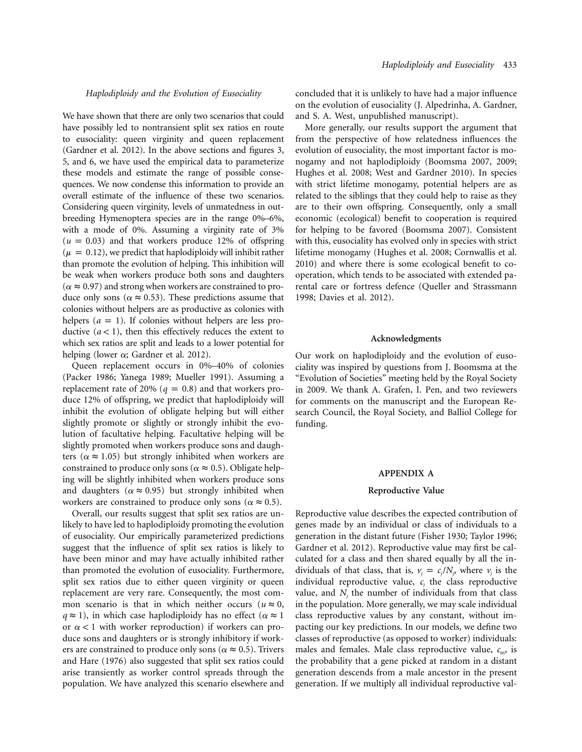### *Haplodiploidy and the Evolution of Eusociality*

We have shown that there are only two scenarios that could have possibly led to nontransient split sex ratios en route to eusociality: queen virginity and queen replacement (Gardner et al. 2012). In the above sections and figures 3, 5, and 6, we have used the empirical data to parameterize these models and estimate the range of possible consequences. We now condense this information to provide an overall estimate of the influence of these two scenarios. Considering queen virginity, levels of unmatedness in outbreeding Hymenoptera species are in the range 0%–6%, with a mode of 0%. Assuming a virginity rate of 3% ($u = 0.03$) and that workers produce 12% of offspring ($\mu = 0.12$), we predict that haplodiploidy will inhibit rather than promote the evolution of helping. This inhibition will be weak when workers produce both sons and daughters ($\alpha \approx 0.97$) and strong when workers are constrained to produce only sons ($\alpha \approx 0.53$). These predictions assume that colonies without helpers are as productive as colonies with helpers ($a = 1$). If colonies without helpers are less productive ($a < 1$), then this effectively reduces the extent to which sex ratios are split and leads to a lower potential for helping (lower $\alpha$; Gardner et al. 2012).

Queen replacement occurs in 0%–40% of colonies (Packer 1986; Yanega 1989; Mueller 1991). Assuming a replacement rate of 20% ($q = 0.8$) and that workers produce 12% of offspring, we predict that haplodiploidy will inhibit the evolution of obligate helping but will either slightly promote or slightly or strongly inhibit the evolution of facultative helping. Facultative helping will be slightly promoted when workers produce sons and daughters ($\alpha \approx 1.05$) but strongly inhibited when workers are constrained to produce only sons ($\alpha \approx 0.5$). Obligate helping will be slightly inhibited when workers produce sons and daughters ($\alpha \approx 0.95$) but strongly inhibited when workers are constrained to produce only sons ($\alpha \approx 0.5$).

Overall, our results suggest that split sex ratios are unlikely to have led to haplodiploidy promoting the evolution of eusociality. Our empirically parameterized predictions suggest that the influence of split sex ratios is likely to have been minor and may have actually inhibited rather than promoted the evolution of eusociality. Furthermore, split sex ratios due to either queen virginity or queen replacement are very rare. Consequently, the most common scenario is that in which neither occurs ($u \approx 0$, $q \approx 1$), in which case haplodiploidy has no effect ($\alpha \approx 1$ or $\alpha < 1$ with worker reproduction) if workers can produce sons and daughters or is strongly inhibitory if workers are constrained to produce only sons ($\alpha \approx 0.5$). Trivers and Hare (1976) also suggested that split sex ratios could arise transiently as worker control spreads through the population. We have analyzed this scenario elsewhere and concluded that it is unlikely to have had a major influence on the evolution of eusociality (J. Alpedrinha, A. Gardner, and S. A. West, unpublished manuscript).

More generally, our results support the argument that from the perspective of how relatedness influences the evolution of eusociality, the most important factor is monogamy and not haplodiploidy (Boomsma 2007, 2009; Hughes et al. 2008; West and Gardner 2010). In species with strict lifetime monogamy, potential helpers are as related to the siblings that they could help to raise as they are to their own offspring. Consequently, only a small economic (ecological) benefit to cooperation is required for helping to be favored (Boomsma 2007). Consistent with this, eusociality has evolved only in species with strict lifetime monogamy (Hughes et al. 2008; Cornwallis et al. 2010) and where there is some ecological benefit to cooperation, which tends to be associated with extended parental care or fortress defence (Queller and Strassmann 1998; Davies et al. 2012).

## Acknowledgments

Our work on haplodiploidy and the evolution of eusociality was inspired by questions from J. Boomsma at the "Evolution of Societies" meeting held by the Royal Society in 2009. We thank A. Grafen, I. Pen, and two reviewers for comments on the manuscript and the European Research Council, the Royal Society, and Balliol College for funding.

## APPENDIX A

### Reproductive Value

Reproductive value describes the expected contribution of genes made by an individual or class of individuals to a generation in the distant future (Fisher 1930; Taylor 1996; Gardner et al. 2012). Reproductive value may first be calculated for a class and then shared equally by all the individuals of that class, that is, $v_j = c_j/N_j$, where $v_j$ is the individual reproductive value, $c_j$ the class reproductive value, and $N_j$ the number of individuals from that class in the population. More generally, we may scale individual class reproductive values by any constant, without impacting our key predictions. In our models, we define two classes of reproductive (as opposed to worker) individuals: males and females. Male class reproductive value, $c_m$, is the probability that a gene picked at random in a distant generation descends from a male ancestor in the present generation. If we multiply all individual reproductive val-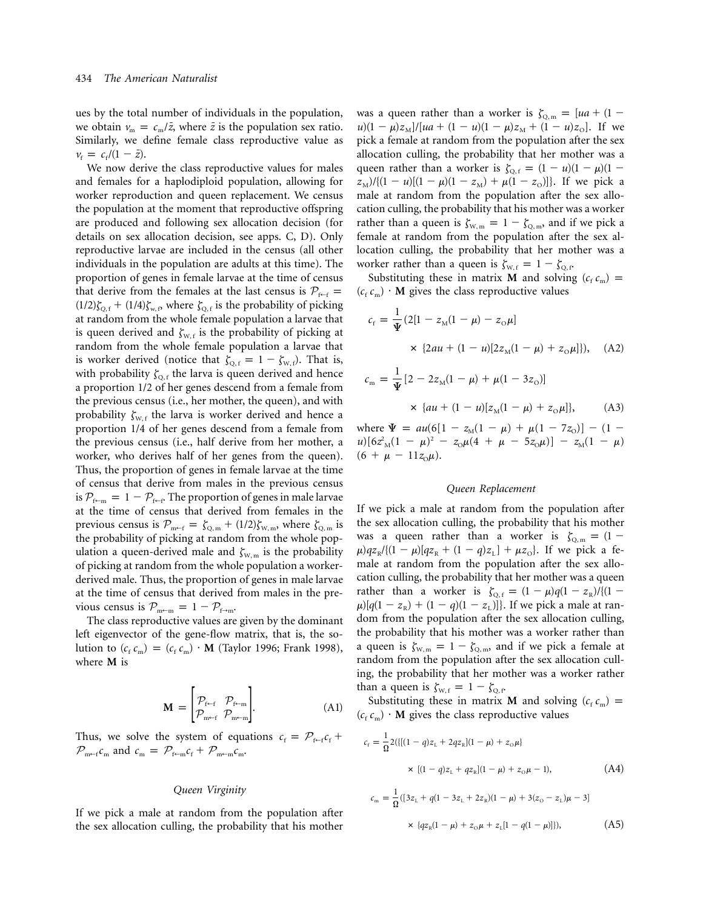ues by the total number of individuals in the population, we obtain $v_m = c_m/\bar{z}$, where $\bar{z}$ is the population sex ratio. Similarly, we define female class reproductive value as $v_f = c_f/(1 - \bar{z})$.

We now derive the class reproductive values for males and females for a haplodiploid population, allowing for worker reproduction and queen replacement. We census the population at the moment that reproductive offspring are produced and following sex allocation decision (for details on sex allocation decision, see apps. C, D). Only reproductive larvae are included in the census (all other individuals in the population are adults at this time). The proportion of genes in female larvae at the time of census that derive from the females at the last census is $\mathcal{P}_{f\leftarrow f} = (1/2)\zeta_{Q,f} + (1/4)\zeta_{W,f}$, where $\zeta_{Q,f}$ is the probability of picking at random from the whole female population a larvae that is queen derived and $\zeta_{W,f}$ is the probability of picking at random from the whole female population a larvae that is worker derived (notice that $\zeta_{Q,f} = 1 - \zeta_{W,f}$). That is, with probability $\zeta_{Q,f}$ the larva is queen derived and hence a proportion 1/2 of her genes descend from a female from the previous census (i.e., her mother, the queen), and with probability $\zeta_{W,f}$ the larva is worker derived and hence a proportion 1/4 of her genes descend from a female from the previous census (i.e., half derive from her mother, a worker, who derives half of her genes from the queen). Thus, the proportion of genes in female larvae at the time of census that derive from males in the previous census is $\mathcal{P}_{f\leftarrow m} = 1 - \mathcal{P}_{f\leftarrow f}$. The proportion of genes in male larvae at the time of census that derived from females in the previous census is $\mathcal{P}_{m\leftarrow f} = \zeta_{Q,m} + (1/2)\zeta_{W,m}$, where $\zeta_{Q,m}$ is the probability of picking at random from the whole population a queen-derived male and $\zeta_{W,m}$ is the probability of picking at random from the whole population a worker-derived male. Thus, the proportion of genes in male larvae at the time of census that derived from males in the previous census is $\mathcal{P}_{m\leftarrow m} = 1 - \mathcal{P}_{f\rightarrow m}$.

The class reproductive values are given by the dominant left eigenvector of the gene-flow matrix, that is, the solution to $(c_f\, c_m) = (c_f\, c_m) \cdot \mathbf{M}$ (Taylor 1996; Frank 1998), where $\mathbf{M}$ is

$$\mathbf{M} = \begin{bmatrix} \mathcal{P}_{f\leftarrow f} & \mathcal{P}_{f\leftarrow m} \\ \mathcal{P}_{m\leftarrow f} & \mathcal{P}_{m\leftarrow m} \end{bmatrix}. \tag{A1}$$

Thus, we solve the system of equations $c_f = \mathcal{P}_{f\leftarrow f}c_f + \mathcal{P}_{m\leftarrow f}c_m$ and $c_m = \mathcal{P}_{f\leftarrow m}c_f + \mathcal{P}_{m\leftarrow m}c_m$.

### Queen Virginity

If we pick a male at random from the population after the sex allocation culling, the probability that his mother was a queen rather than a worker is $\zeta_{Q,m} = [ua + (1 - u)(1 - \mu)z_M]/[ua + (1 - u)(1 - \mu)z_M + (1 - u)z_O]$. If we pick a female at random from the population after the sex allocation culling, the probability that her mother was a queen rather than a worker is $\zeta_{Q,f} = (1 - u)(1 - \mu)(1 - z_M)/\{(1 - u)[(1 - \mu)(1 - z_M) + \mu(1 - z_O)]\}$. If we pick a male at random from the population after the sex allocation culling, the probability that his mother was a worker rather than a queen is $\zeta_{W,m} = 1 - \zeta_{Q,m}$, and if we pick a female at random from the population after the sex allocation culling, the probability that her mother was a worker rather than a queen is $\zeta_{W,f} = 1 - \zeta_{Q,f}$.

Substituting these in matrix $\mathbf{M}$ and solving $(c_f\, c_m) = (c_f\, c_m) \cdot \mathbf{M}$ gives the class reproductive values

$$c_f = \frac{1}{\Psi}(2[1 - z_M(1 - \mu) - z_O\mu] \times \{2au + (1 - u)[2z_M(1 - \mu) + z_O\mu]\}), \tag{A2}$$

$$c_m = \frac{1}{\Psi}[2 - 2z_M(1 - \mu) + \mu(1 - 3z_O)] \times \{au + (1 - u)[z_M(1 - \mu) + z_O\mu]\}, \tag{A3}$$

where $\Psi = au(6[1 - z_M(1 - \mu) + \mu(1 - 7z_O)] - (1 - u)[6z_M^2(1 - \mu)^2 - z_O\mu(4 + \mu - 5z_O\mu)] - z_M(1 - \mu)(6 + \mu - 11z_O\mu)$.

### Queen Replacement

If we pick a male at random from the population after the sex allocation culling, the probability that his mother was a queen rather than a worker is $\zeta_{Q,m} = (1 - \mu)qz_R/\{(1 - \mu)[qz_R + (1 - q)z_L] + \mu z_O\}$. If we pick a female at random from the population after the sex allocation culling, the probability that her mother was a queen rather than a worker is $\zeta_{Q,f} = (1 - \mu)q(1 - z_R)/\{(1 - \mu)[q(1 - z_R) + (1 - q)(1 - z_L)]\}$. If we pick a male at random from the population after the sex allocation culling, the probability that his mother was a worker rather than a queen is $\zeta_{W,m} = 1 - \zeta_{Q,m}$, and if we pick a female at random from the population after the sex allocation culling, the probability that her mother was a worker rather than a queen is $\zeta_{W,f} = 1 - \zeta_{Q,f}$.

Substituting these in matrix $\mathbf{M}$ and solving $(c_f\, c_m) = (c_f\, c_m) \cdot \mathbf{M}$ gives the class reproductive values

$$c_f = \frac{1}{\Omega}2(\{[(1 - q)z_L + 2qz_R](1 - \mu) + z_O\mu\} \times [(1 - q)z_L + qz_R](1 - \mu) + z_O\mu - 1), \tag{A4}$$

$$c_m = \frac{1}{\Omega}([3z_L + q(1 - 3z_L + 2z_R)(1 - \mu) + 3(z_O - z_L)\mu - 3] \times \{qz_R(1 - \mu) + z_O\mu + z_L[1 - q(1 - \mu)]\}), \tag{A5}$$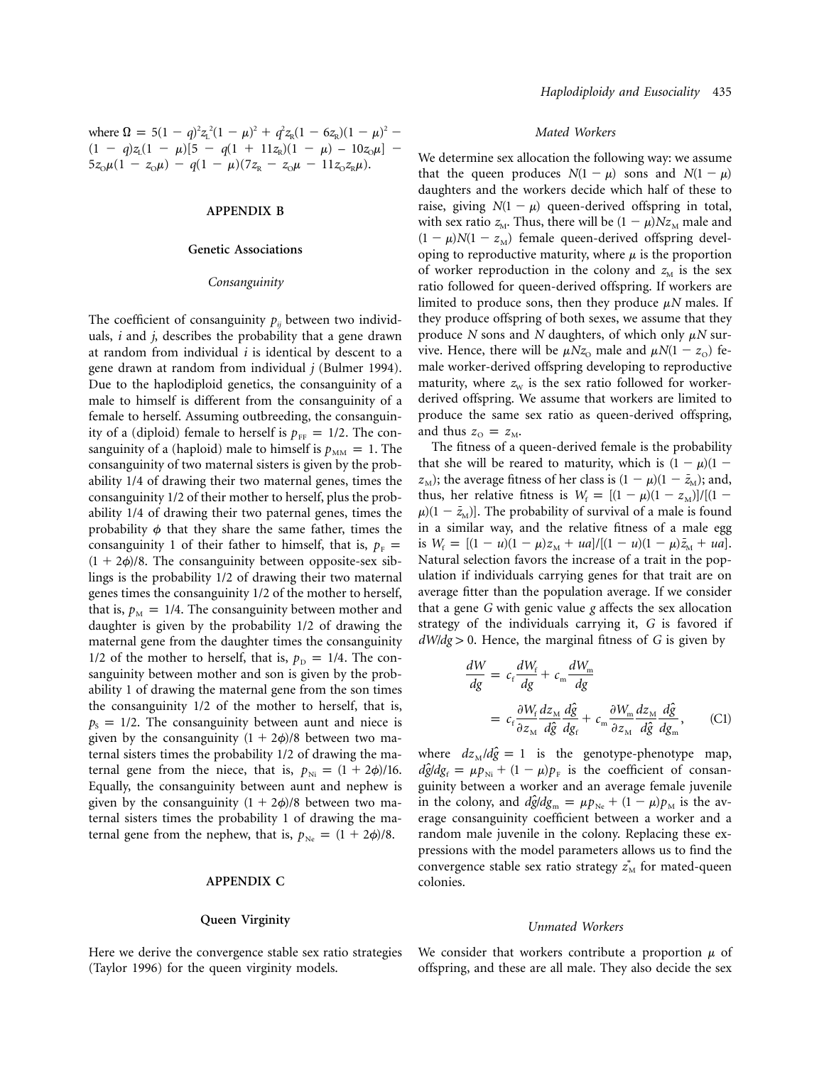where $\Omega = 5(1-q)^2 z_L^2(1-\mu)^2 + q^2 z_R(1-6z_R)(1-\mu)^2 - (1-q)z_L(1-\mu)[5 - q(1+11z_R)(1-\mu) - 10z_O\mu] - 5z_O\mu(1-z_O\mu) - q(1-\mu)(7z_R - z_O\mu - 11z_O z_R\mu)$.

## APPENDIX B

### Genetic Associations

#### *Consanguinity*

The coefficient of consanguinity $p_{ij}$ between two individuals, $i$ and $j$, describes the probability that a gene drawn at random from individual $i$ is identical by descent to a gene drawn at random from individual $j$ (Bulmer 1994). Due to the haplodiploid genetics, the consanguinity of a male to himself is different from the consanguinity of a female to herself. Assuming outbreeding, the consanguinity of a (diploid) female to herself is $p_{FF} = 1/2$. The consanguinity of a (haploid) male to himself is $p_{MM} = 1$. The consanguinity of two maternal sisters is given by the probability 1/4 of drawing their two maternal genes, times the consanguinity 1/2 of their mother to herself, plus the probability 1/4 of drawing their two paternal genes, times the probability $\phi$ that they share the same father, times the consanguinity 1 of their father to himself, that is, $p_F = (1+2\phi)/8$. The consanguinity between opposite-sex siblings is the probability 1/2 of drawing their two maternal genes times the consanguinity 1/2 of the mother to herself, that is, $p_M = 1/4$. The consanguinity between mother and daughter is given by the probability 1/2 of drawing the maternal gene from the daughter times the consanguinity 1/2 of the mother to herself, that is, $p_D = 1/4$. The consanguinity between mother and son is given by the probability 1 of drawing the maternal gene from the son times the consanguinity 1/2 of the mother to herself, that is, $p_S = 1/2$. The consanguinity between aunt and niece is given by the consanguinity $(1+2\phi)/8$ between two maternal sisters times the probability 1/2 of drawing the maternal gene from the niece, that is, $p_{Ni} = (1+2\phi)/16$. Equally, the consanguinity between aunt and nephew is given by the consanguinity $(1+2\phi)/8$ between two maternal sisters times the probability 1 of drawing the maternal gene from the nephew, that is, $p_{Ne} = (1+2\phi)/8$.

## APPENDIX C

### Queen Virginity

Here we derive the convergence stable sex ratio strategies (Taylor 1996) for the queen virginity models.

#### *Mated Workers*

We determine sex allocation the following way: we assume that the queen produces $N(1-\mu)$ sons and $N(1-\mu)$ daughters and the workers decide which half of these to raise, giving $N(1-\mu)$ queen-derived offspring in total, with sex ratio $z_M$. Thus, there will be $(1-\mu)Nz_M$ male and $(1-\mu)N(1-z_M)$ female queen-derived offspring developing to reproductive maturity, where $\mu$ is the proportion of worker reproduction in the colony and $z_M$ is the sex ratio followed for queen-derived offspring. If workers are limited to produce sons, then they produce $\mu N$ males. If they produce offspring of both sexes, we assume that they produce $N$ sons and $N$ daughters, of which only $\mu N$ survive. Hence, there will be $\mu N z_O$ male and $\mu N(1-z_O)$ female worker-derived offspring developing to reproductive maturity, where $z_W$ is the sex ratio followed for worker-derived offspring. We assume that workers are limited to produce the same sex ratio as queen-derived offspring, and thus $z_O = z_M$.

The fitness of a queen-derived female is the probability that she will be reared to maturity, which is $(1-\mu)(1-z_M)$; the average fitness of her class is $(1-\mu)(1-\bar{z}_M)$; and, thus, her relative fitness is $W_f = [(1-\mu)(1-z_M)]/[(1-\mu)(1-\bar{z}_M)]$. The probability of survival of a male is found in a similar way, and the relative fitness of a male egg is $W_f = [(1-u)(1-\mu)z_M + ua]/[(1-u)(1-\mu)\bar{z}_M + ua]$. Natural selection favors the increase of a trait in the population if individuals carrying genes for that trait are on average fitter than the population average. If we consider that a gene $G$ with genic value $g$ affects the sex allocation strategy of the individuals carrying it, $G$ is favored if $dW/dg > 0$. Hence, the marginal fitness of $G$ is given by

$$\begin{aligned}\frac{dW}{dg} &= c_f\frac{dW_f}{dg} + c_m\frac{dW_m}{dg}\\ &= c_f\frac{\partial W_f}{\partial z_M}\frac{dz_M}{d\hat{g}}\frac{d\hat{g}}{dg_f} + c_m\frac{\partial W_m}{\partial z_M}\frac{dz_M}{d\hat{g}}\frac{d\hat{g}}{dg_m},\end{aligned} \tag{C1}$$

where $dz_M/d\hat{g} = 1$ is the genotype-phenotype map, $d\hat{g}/dg_f = \mu p_{Ni} + (1-\mu)p_F$ is the coefficient of consanguinity between a worker and an average female juvenile in the colony, and $d\hat{g}/dg_m = \mu p_{Ne} + (1-\mu)p_M$ is the average consanguinity coefficient between a worker and a random male juvenile in the colony. Replacing these expressions with the model parameters allows us to find the convergence stable sex ratio strategy $z_M^*$ for mated-queen colonies.

#### *Unmated Workers*

We consider that workers contribute a proportion $\mu$ of offspring, and these are all male. They also decide the sex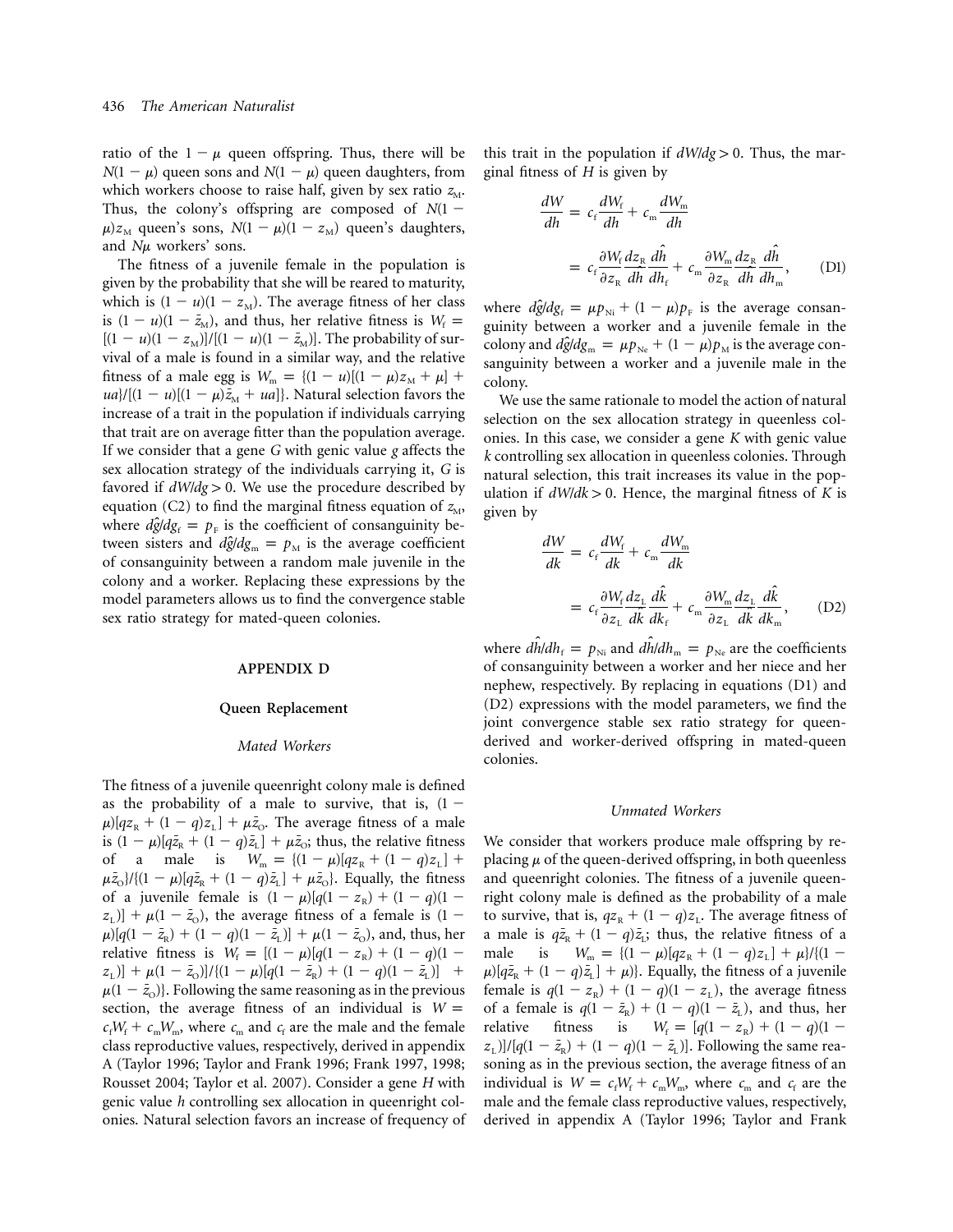ratio of the $1-\mu$ queen offspring. Thus, there will be $N(1-\mu)$ queen sons and $N(1-\mu)$ queen daughters, from which workers choose to raise half, given by sex ratio $z_M$. Thus, the colony's offspring are composed of $N(1-\mu)z_M$ queen's sons, $N(1-\mu)(1-z_M)$ queen's daughters, and $N\mu$ workers' sons.

The fitness of a juvenile female in the population is given by the probability that she will be reared to maturity, which is $(1-u)(1-z_M)$. The average fitness of her class is $(1-u)(1-\bar{z}_M)$, and thus, her relative fitness is $W_f = [(1-u)(1-z_M)]/[(1-u)(1-\bar{z}_M)]$. The probability of survival of a male is found in a similar way, and the relative fitness of a male egg is $W_m = \{(1-u)[(1-\mu)z_M+\mu] + ua\}/[(1-u)[(1-\mu)\bar{z}_M+ua]\}$. Natural selection favors the increase of a trait in the population if individuals carrying that trait are on average fitter than the population average. If we consider that a gene $G$ with genic value $g$ affects the sex allocation strategy of the individuals carrying it, $G$ is favored if $dW/dg > 0$. We use the procedure described by equation (C2) to find the marginal fitness equation of $z_M$, where $d\hat{g}/dg_f = p_F$ is the coefficient of consanguinity between sisters and $d\hat{g}/dg_m = p_M$ is the average coefficient of consanguinity between a random male juvenile in the colony and a worker. Replacing these expressions by the model parameters allows us to find the convergence stable sex ratio strategy for mated-queen colonies.

## APPENDIX D

### Queen Replacement

#### *Mated Workers*

The fitness of a juvenile queenright colony male is defined as the probability of a male to survive, that is, $(1-\mu)[qz_R + (1-q)z_L] + \mu\bar{z}_O$. The average fitness of a male is $(1-\mu)[q\bar{z}_R + (1-q)\bar{z}_L] + \mu\bar{z}_O$; thus, the relative fitness of a male is $W_m = \{(1-\mu)[qz_R + (1-q)z_L] + \mu\bar{z}_O\}/\{(1-\mu)[q\bar{z}_R + (1-q)\bar{z}_L] + \mu\bar{z}_O\}$. Equally, the fitness of a juvenile female is $(1-\mu)[q(1-z_R) + (1-q)(1-z_L)] + \mu(1-\bar{z}_O)$, the average fitness of a female is $(1-\mu)[q(1-\bar{z}_R) + (1-q)(1-\bar{z}_L)] + \mu(1-\bar{z}_O)$, and, thus, her relative fitness is $W_f = [(1-\mu)[q(1-z_R) + (1-q)(1-z_L)] + \mu(1-\bar{z}_O)]/\{(1-\mu)[q(1-\bar{z}_R) + (1-q)(1-\bar{z}_L)] + \mu(1-\bar{z}_O)\}$. Following the same reasoning as in the previous section, the average fitness of an individual is $W = c_f W_f + c_m W_m$, where $c_m$ and $c_f$ are the male and the female class reproductive values, respectively, derived in appendix A (Taylor 1996; Taylor and Frank 1996; Frank 1997, 1998; Rousset 2004; Taylor et al. 2007). Consider a gene $H$ with genic value $h$ controlling sex allocation in queenright colonies. Natural selection favors an increase of frequency of this trait in the population if $dW/dg > 0$. Thus, the marginal fitness of $H$ is given by

$$\frac{dW}{dh} = c_f \frac{dW_f}{dh} + c_m \frac{dW_m}{dh}$$
$$= c_f \frac{\partial W_f}{\partial z_R}\frac{dz_R}{dh}\frac{d\hat{h}}{dh_f} + c_m \frac{\partial W_m}{\partial z_R}\frac{dz_R}{dh}\frac{d\hat{h}}{dh_m}, \quad \text{(D1)}$$

where $d\hat{g}/dg_f = \mu p_{Ni} + (1-\mu)p_F$ is the average consanguinity between a worker and a juvenile female in the colony and $d\hat{g}/dg_m = \mu p_{Ne} + (1-\mu)p_M$ is the average consanguinity between a worker and a juvenile male in the colony.

We use the same rationale to model the action of natural selection on the sex allocation strategy in queenless colonies. In this case, we consider a gene $K$ with genic value $k$ controlling sex allocation in queenless colonies. Through natural selection, this trait increases its value in the population if $dW/dk > 0$. Hence, the marginal fitness of $K$ is given by

$$\frac{dW}{dk} = c_f \frac{dW_f}{dk} + c_m \frac{dW_m}{dk}$$
$$= c_f \frac{\partial W_f}{\partial z_L}\frac{dz_L}{dk}\frac{d\hat{k}}{dk_f} + c_m \frac{\partial W_m}{\partial z_L}\frac{dz_L}{dk}\frac{d\hat{k}}{dk_m}, \quad \text{(D2)}$$

where $d\hat{h}/dh_f = p_{Ni}$ and $d\hat{h}/dh_m = p_{Ne}$ are the coefficients of consanguinity between a worker and her niece and her nephew, respectively. By replacing in equations (D1) and (D2) expressions with the model parameters, we find the joint convergence stable sex ratio strategy for queen-derived and worker-derived offspring in mated-queen colonies.

#### *Unmated Workers*

We consider that workers produce male offspring by replacing $\mu$ of the queen-derived offspring, in both queenless and queenright colonies. The fitness of a juvenile queenright colony male is defined as the probability of a male to survive, that is, $qz_R + (1-q)z_L$. The average fitness of a male is $q\bar{z}_R + (1-q)\bar{z}_L$; thus, the relative fitness of a male is $W_m = \{(1-\mu)[qz_R + (1-q)z_L] + \mu\}/\{(1-\mu)[q\bar{z}_R + (1-q)\bar{z}_L] + \mu\}$. Equally, the fitness of a juvenile female is $q(1-z_R) + (1-q)(1-z_L)$, the average fitness of a female is $q(1-\bar{z}_R) + (1-q)(1-\bar{z}_L)$, and thus, her relative fitness is $W_f = [q(1-z_R) + (1-q)(1-z_L)]/[q(1-\bar{z}_R) + (1-q)(1-\bar{z}_L)]$. Following the same reasoning as in the previous section, the average fitness of an individual is $W = c_f W_f + c_m W_m$, where $c_m$ and $c_f$ are the male and the female class reproductive values, respectively, derived in appendix A (Taylor 1996; Taylor and Frank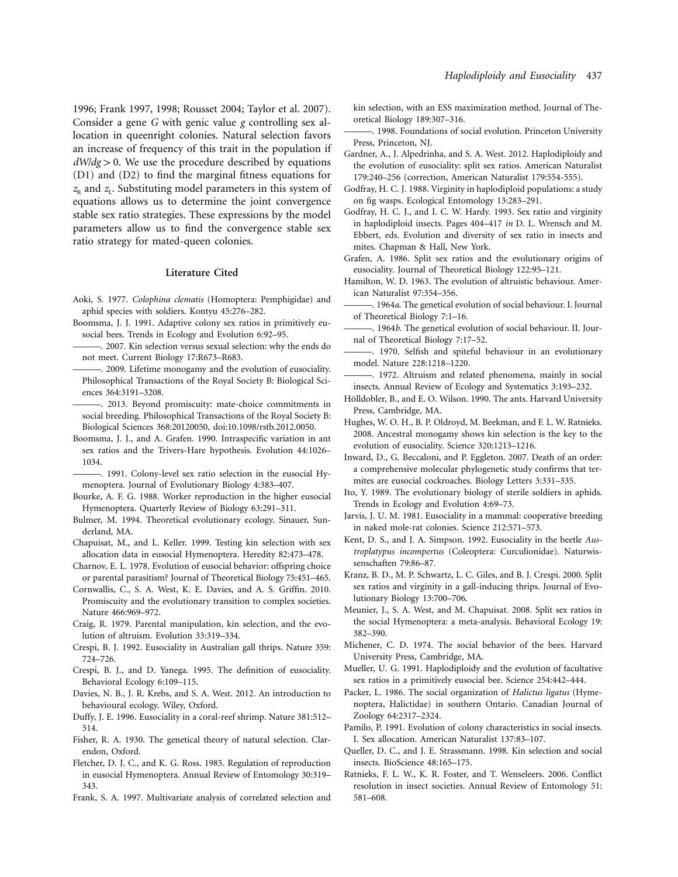1996; Frank 1997, 1998; Rousset 2004; Taylor et al. 2007). Consider a gene $G$ with genic value $g$ controlling sex allocation in queenright colonies. Natural selection favors an increase of frequency of this trait in the population if $dW/dg > 0$. We use the procedure described by equations (D1) and (D2) to find the marginal fitness equations for $z_R$ and $z_L$. Substituting model parameters in this system of equations allows us to determine the joint convergence stable sex ratio strategies. These expressions by the model parameters allow us to find the convergence stable sex ratio strategy for mated-queen colonies.

## Literature Cited

Aoki, S. 1977. *Colophina clematis* (Homoptera: Pemphigidae) and aphid species with soldiers. Kontyu 45:276–282.

Boomsma, J. J. 1991. Adaptive colony sex ratios in primitively eusocial bees. Trends in Ecology and Evolution 6:92–95.

———. 2007. Kin selection versus sexual selection: why the ends do not meet. Current Biology 17:R673–R683.

———. 2009. Lifetime monogamy and the evolution of eusociality. Philosophical Transactions of the Royal Society B: Biological Sciences 364:3191–3208.

———. 2013. Beyond promiscuity: mate-choice commitments in social breeding. Philosophical Transactions of the Royal Society B: Biological Sciences 368:20120050, doi:10.1098/rstb.2012.0050.

Boomsma, J. J., and A. Grafen. 1990. Intraspecific variation in ant sex ratios and the Trivers-Hare hypothesis. Evolution 44:1026–1034.

———. 1991. Colony-level sex ratio selection in the eusocial Hymenoptera. Journal of Evolutionary Biology 4:383–407.

Bourke, A. F. G. 1988. Worker reproduction in the higher eusocial Hymenoptera. Quarterly Review of Biology 63:291–311.

Bulmer, M. 1994. Theoretical evolutionary ecology. Sinauer, Sunderland, MA.

Chapuisat, M., and L. Keller. 1999. Testing kin selection with sex allocation data in eusocial Hymenoptera. Heredity 82:473–478.

Charnov, E. L. 1978. Evolution of eusocial behavior: offspring choice or parental parasitism? Journal of Theoretical Biology 75:451–465.

Cornwallis, C., S. A. West, K. E. Davies, and A. S. Griffin. 2010. Promiscuity and the evolutionary transition to complex societies. Nature 466:969–972.

Craig, R. 1979. Parental manipulation, kin selection, and the evolution of altruism. Evolution 33:319–334.

Crespi, B. J. 1992. Eusociality in Australian gall thrips. Nature 359: 724–726.

Crespi, B. J., and D. Yanega. 1995. The definition of eusociality. Behavioral Ecology 6:109–115.

Davies, N. B., J. R. Krebs, and S. A. West. 2012. An introduction to behavioural ecology. Wiley, Oxford.

Duffy, J. E. 1996. Eusociality in a coral-reef shrimp. Nature 381:512–514.

Fisher, R. A. 1930. The genetical theory of natural selection. Clarendon, Oxford.

Fletcher, D. J. C., and K. G. Ross. 1985. Regulation of reproduction in eusocial Hymenoptera. Annual Review of Entomology 30:319–343.

Frank, S. A. 1997. Multivariate analysis of correlated selection and kin selection, with an ESS maximization method. Journal of Theoretical Biology 189:307–316.

———. 1998. Foundations of social evolution. Princeton University Press, Princeton, NJ.

Gardner, A., J. Alpedrinha, and S. A. West. 2012. Haplodiploidy and the evolution of eusociality: split sex ratios. American Naturalist 179:240–256 (correction, American Naturalist 179:554-555).

Godfray, H. C. J. 1988. Virginity in haplodiploid populations: a study on fig wasps. Ecological Entomology 13:283–291.

Godfray, H. C. J., and I. C. W. Hardy. 1993. Sex ratio and virginity in haplodiploid insects. Pages 404–417 *in* D. L. Wrensch and M. Ebbert, eds. Evolution and diversity of sex ratio in insects and mites. Chapman & Hall, New York.

Grafen, A. 1986. Split sex ratios and the evolutionary origins of eusociality. Journal of Theoretical Biology 122:95–121.

Hamilton, W. D. 1963. The evolution of altruistic behaviour. American Naturalist 97:354–356.

———. 1964*a*. The genetical evolution of social behaviour. I. Journal of Theoretical Biology 7:1–16.

———. 1964*b*. The genetical evolution of social behaviour. II. Journal of Theoretical Biology 7:17–52.

———. 1970. Selfish and spiteful behaviour in an evolutionary model. Nature 228:1218–1220.

———. 1972. Altruism and related phenomena, mainly in social insects. Annual Review of Ecology and Systematics 3:193–232.

Hölldobler, B., and E. O. Wilson. 1990. The ants. Harvard University Press, Cambridge, MA.

Hughes, W. O. H., B. P. Oldroyd, M. Beekman, and F. L. W. Ratnieks. 2008. Ancestral monogamy shows kin selection is the key to the evolution of eusociality. Science 320:1213–1216.

Inward, D., G. Beccaloni, and P. Eggleton. 2007. Death of an order: a comprehensive molecular phylogenetic study confirms that termites are eusocial cockroaches. Biology Letters 3:331–335.

Ito, Y. 1989. The evolutionary biology of sterile soldiers in aphids. Trends in Ecology and Evolution 4:69–73.

Jarvis, J. U. M. 1981. Eusociality in a mammal: cooperative breeding in naked mole-rat colonies. Science 212:571–573.

Kent, D. S., and J. A. Simpson. 1992. Eusociality in the beetle *Austroplatypus incompertus* (Coleoptera: Curculionidae). Naturwissenschaften 79:86–87.

Kranz, B. D., M. P. Schwartz, L. C. Giles, and B. J. Crespi. 2000. Split sex ratios and virginity in a gall-inducing thrips. Journal of Evolutionary Biology 13:700–706.

Meunier, J., S. A. West, and M. Chapuisat. 2008. Split sex ratios in the social Hymenoptera: a meta-analysis. Behavioral Ecology 19: 382–390.

Michener, C. D. 1974. The social behavior of the bees. Harvard University Press, Cambridge, MA.

Mueller, U. G. 1991. Haplodiploidy and the evolution of facultative sex ratios in a primitively eusocial bee. Science 254:442–444.

Packer, L. 1986. The social organization of *Halictus ligatus* (Hymenoptera, Halictidae) in southern Ontario. Canadian Journal of Zoology 64:2317–2324.

Pamilo, P. 1991. Evolution of colony characteristics in social insects. I. Sex allocation. American Naturalist 137:83–107.

Queller, D. C., and J. E. Strassmann. 1998. Kin selection and social insects. BioScience 48:165–175.

Ratnieks, F. L. W., K. R. Foster, and T. Wenseleers. 2006. Conflict resolution in insect societies. Annual Review of Entomology 51: 581–608.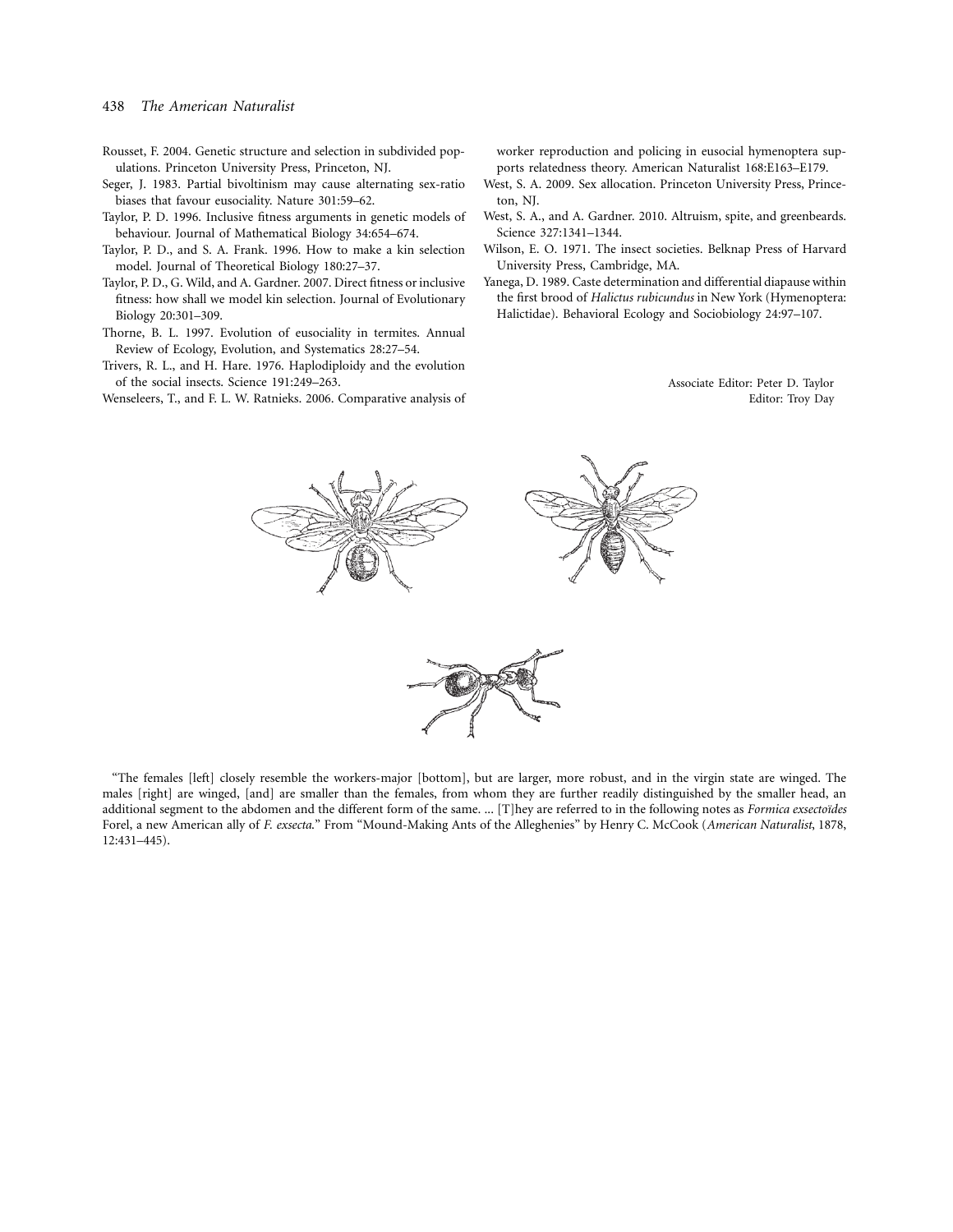Rousset, F. 2004. Genetic structure and selection in subdivided populations. Princeton University Press, Princeton, NJ.

Seger, J. 1983. Partial bivoltinism may cause alternating sex-ratio biases that favour eusociality. Nature 301:59–62.

Taylor, P. D. 1996. Inclusive fitness arguments in genetic models of behaviour. Journal of Mathematical Biology 34:654–674.

Taylor, P. D., and S. A. Frank. 1996. How to make a kin selection model. Journal of Theoretical Biology 180:27–37.

Taylor, P. D., G. Wild, and A. Gardner. 2007. Direct fitness or inclusive fitness: how shall we model kin selection. Journal of Evolutionary Biology 20:301–309.

Thorne, B. L. 1997. Evolution of eusociality in termites. Annual Review of Ecology, Evolution, and Systematics 28:27–54.

Trivers, R. L., and H. Hare. 1976. Haplodiploidy and the evolution of the social insects. Science 191:249–263.

Wenseleers, T., and F. L. W. Ratnieks. 2006. Comparative analysis of worker reproduction and policing in eusocial hymenoptera supports relatedness theory. American Naturalist 168:E163–E179.

West, S. A. 2009. Sex allocation. Princeton University Press, Princeton, NJ.

West, S. A., and A. Gardner. 2010. Altruism, spite, and greenbeards. Science 327:1341–1344.

Wilson, E. O. 1971. The insect societies. Belknap Press of Harvard University Press, Cambridge, MA.

Yanega, D. 1989. Caste determination and differential diapause within the first brood of *Halictus rubicundus* in New York (Hymenoptera: Halictidae). Behavioral Ecology and Sociobiology 24:97–107.

Associate Editor: Peter D. Taylor
Editor: Troy Day

"The females [left] closely resemble the workers-major [bottom], but are larger, more robust, and in the virgin state are winged. The males [right] are winged, [and] are smaller than the females, from whom they are further readily distinguished by the smaller head, an additional segment to the abdomen and the different form of the same. ... [T]hey are referred to in the following notes as *Formica exsectoïdes* Forel, a new American ally of *F. exsecta*." From "Mound-Making Ants of the Alleghenies" by Henry C. McCook (*American Naturalist*, 1878, 12:431–445).